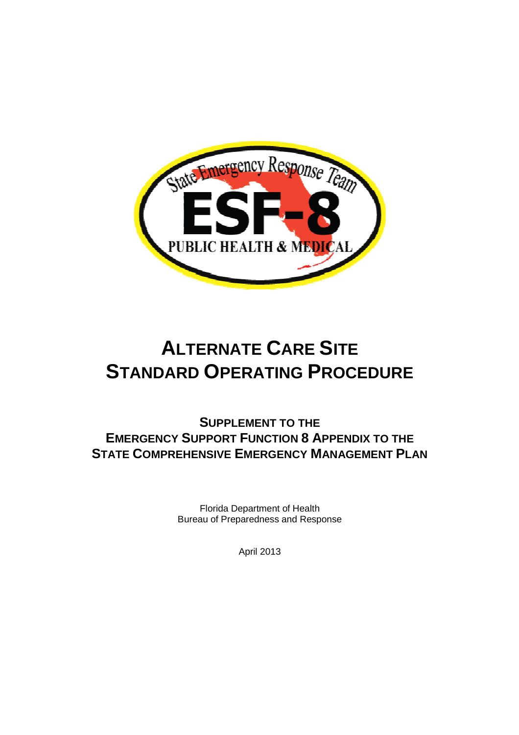# ALTERNATE CARE SITE STANDARD OPERATING PROCEDURE

## SUPPLEMENT TO THE EMERGENCY SUPPORT FUNCTION 8 APPENDIX TO THE STATE COMPREHENSIVE EMERGENCY MANAGEMENT PLAN

Florida Department of Health
Bureau of Preparedness and Response

April 2013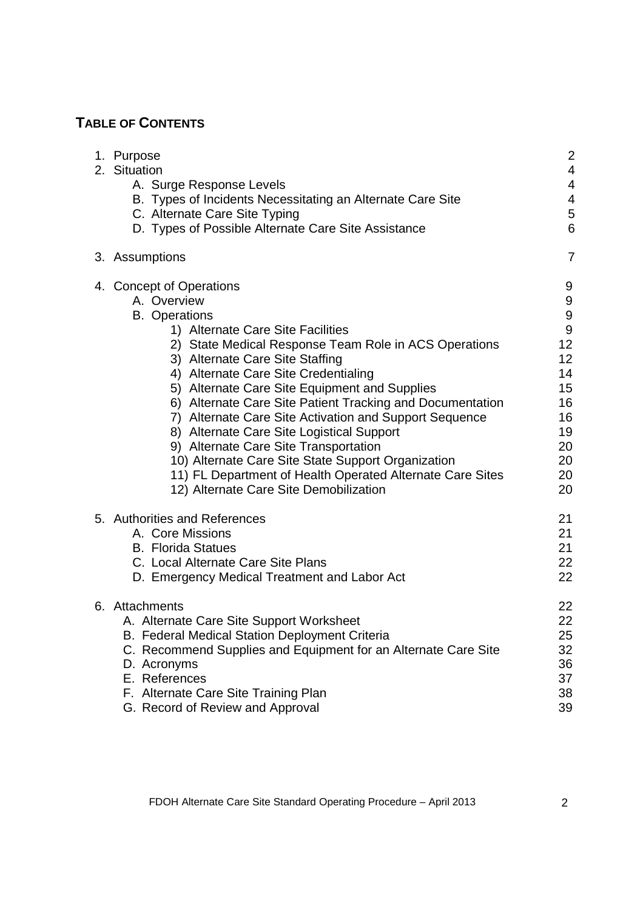## TABLE OF CONTENTS

| | |
|---|---|
| 1. Purpose | 2 |
| 2. Situation | 4 |
| A. Surge Response Levels | 4 |
| B. Types of Incidents Necessitating an Alternate Care Site | 4 |
| C. Alternate Care Site Typing | 5 |
| D. Types of Possible Alternate Care Site Assistance | 6 |
| 3. Assumptions | 7 |
| 4. Concept of Operations | 9 |
| A. Overview | 9 |
| B. Operations | 9 |
| 1) Alternate Care Site Facilities | 9 |
| 2) State Medical Response Team Role in ACS Operations | 12 |
| 3) Alternate Care Site Staffing | 12 |
| 4) Alternate Care Site Credentialing | 14 |
| 5) Alternate Care Site Equipment and Supplies | 15 |
| 6) Alternate Care Site Patient Tracking and Documentation | 16 |
| 7) Alternate Care Site Activation and Support Sequence | 16 |
| 8) Alternate Care Site Logistical Support | 19 |
| 9) Alternate Care Site Transportation | 20 |
| 10) Alternate Care Site State Support Organization | 20 |
| 11) FL Department of Health Operated Alternate Care Sites | 20 |
| 12) Alternate Care Site Demobilization | 20 |
| 5. Authorities and References | 21 |
| A. Core Missions | 21 |
| B. Florida Statues | 21 |
| C. Local Alternate Care Site Plans | 22 |
| D. Emergency Medical Treatment and Labor Act | 22 |
| 6. Attachments | 22 |
| A. Alternate Care Site Support Worksheet | 22 |
| B. Federal Medical Station Deployment Criteria | 25 |
| C. Recommend Supplies and Equipment for an Alternate Care Site | 32 |
| D. Acronyms | 36 |
| E. References | 37 |
| F. Alternate Care Site Training Plan | 38 |
| G. Record of Review and Approval | 39 |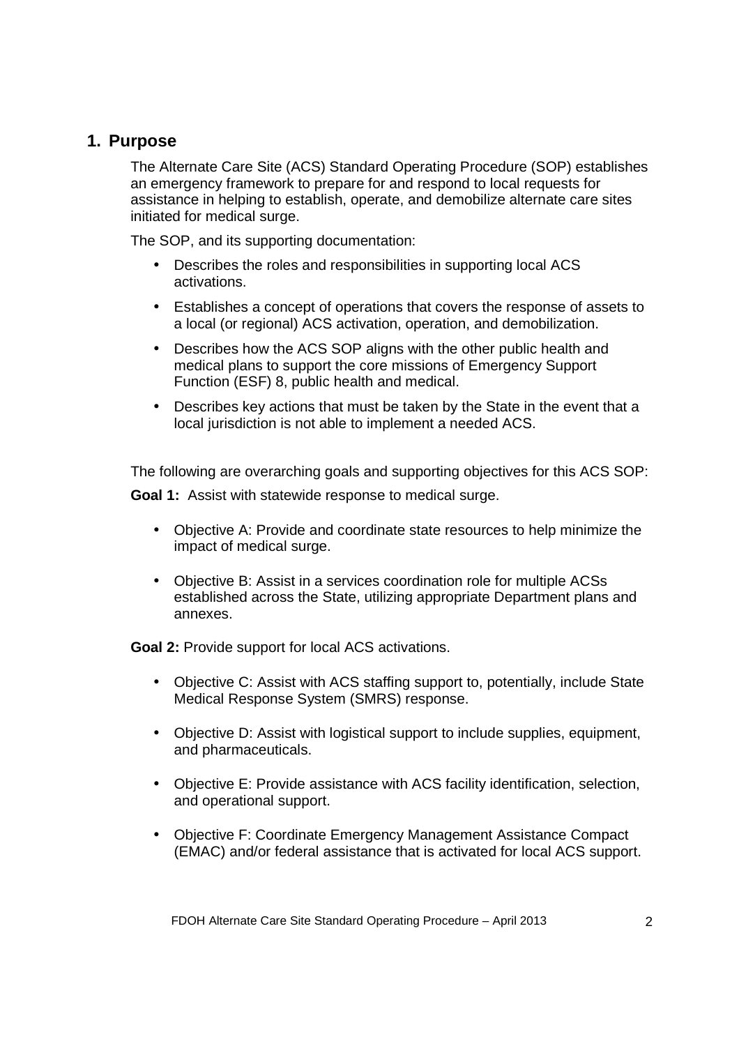## 1. Purpose

The Alternate Care Site (ACS) Standard Operating Procedure (SOP) establishes an emergency framework to prepare for and respond to local requests for assistance in helping to establish, operate, and demobilize alternate care sites initiated for medical surge.

The SOP, and its supporting documentation:

- Describes the roles and responsibilities in supporting local ACS activations.
- Establishes a concept of operations that covers the response of assets to a local (or regional) ACS activation, operation, and demobilization.
- Describes how the ACS SOP aligns with the other public health and medical plans to support the core missions of Emergency Support Function (ESF) 8, public health and medical.
- Describes key actions that must be taken by the State in the event that a local jurisdiction is not able to implement a needed ACS.

The following are overarching goals and supporting objectives for this ACS SOP:

**Goal 1:** Assist with statewide response to medical surge.

- Objective A: Provide and coordinate state resources to help minimize the impact of medical surge.
- Objective B: Assist in a services coordination role for multiple ACSs established across the State, utilizing appropriate Department plans and annexes.

**Goal 2:** Provide support for local ACS activations.

- Objective C: Assist with ACS staffing support to, potentially, include State Medical Response System (SMRS) response.
- Objective D: Assist with logistical support to include supplies, equipment, and pharmaceuticals.
- Objective E: Provide assistance with ACS facility identification, selection, and operational support.
- Objective F: Coordinate Emergency Management Assistance Compact (EMAC) and/or federal assistance that is activated for local ACS support.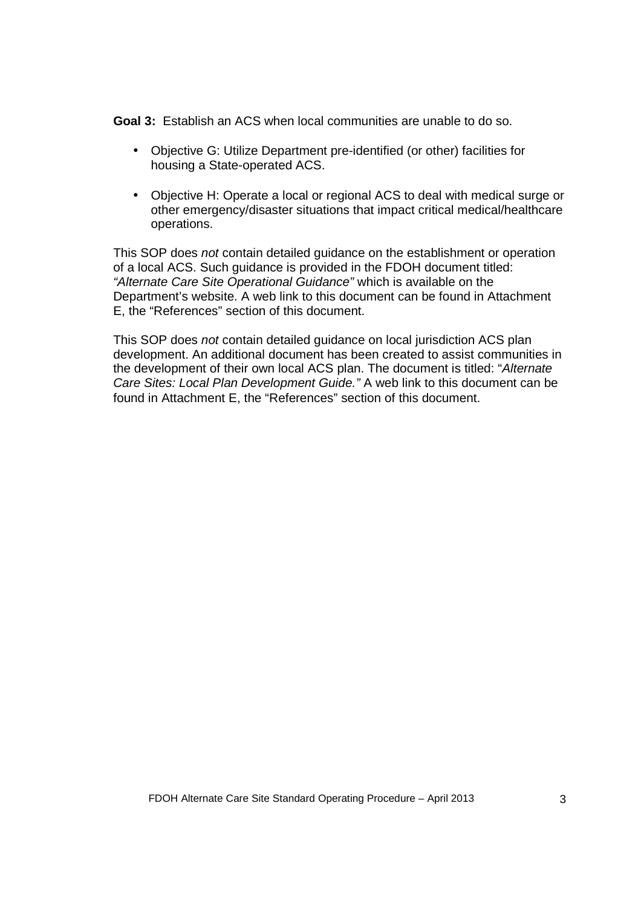**Goal 3:** Establish an ACS when local communities are unable to do so.

- Objective G: Utilize Department pre-identified (or other) facilities for housing a State-operated ACS.

- Objective H: Operate a local or regional ACS to deal with medical surge or other emergency/disaster situations that impact critical medical/healthcare operations.

This SOP does *not* contain detailed guidance on the establishment or operation of a local ACS. Such guidance is provided in the FDOH document titled: *"Alternate Care Site Operational Guidance"* which is available on the Department's website. A web link to this document can be found in Attachment E, the "References" section of this document.

This SOP does *not* contain detailed guidance on local jurisdiction ACS plan development. An additional document has been created to assist communities in the development of their own local ACS plan. The document is titled: "*Alternate Care Sites: Local Plan Development Guide."* A web link to this document can be found in Attachment E, the "References" section of this document.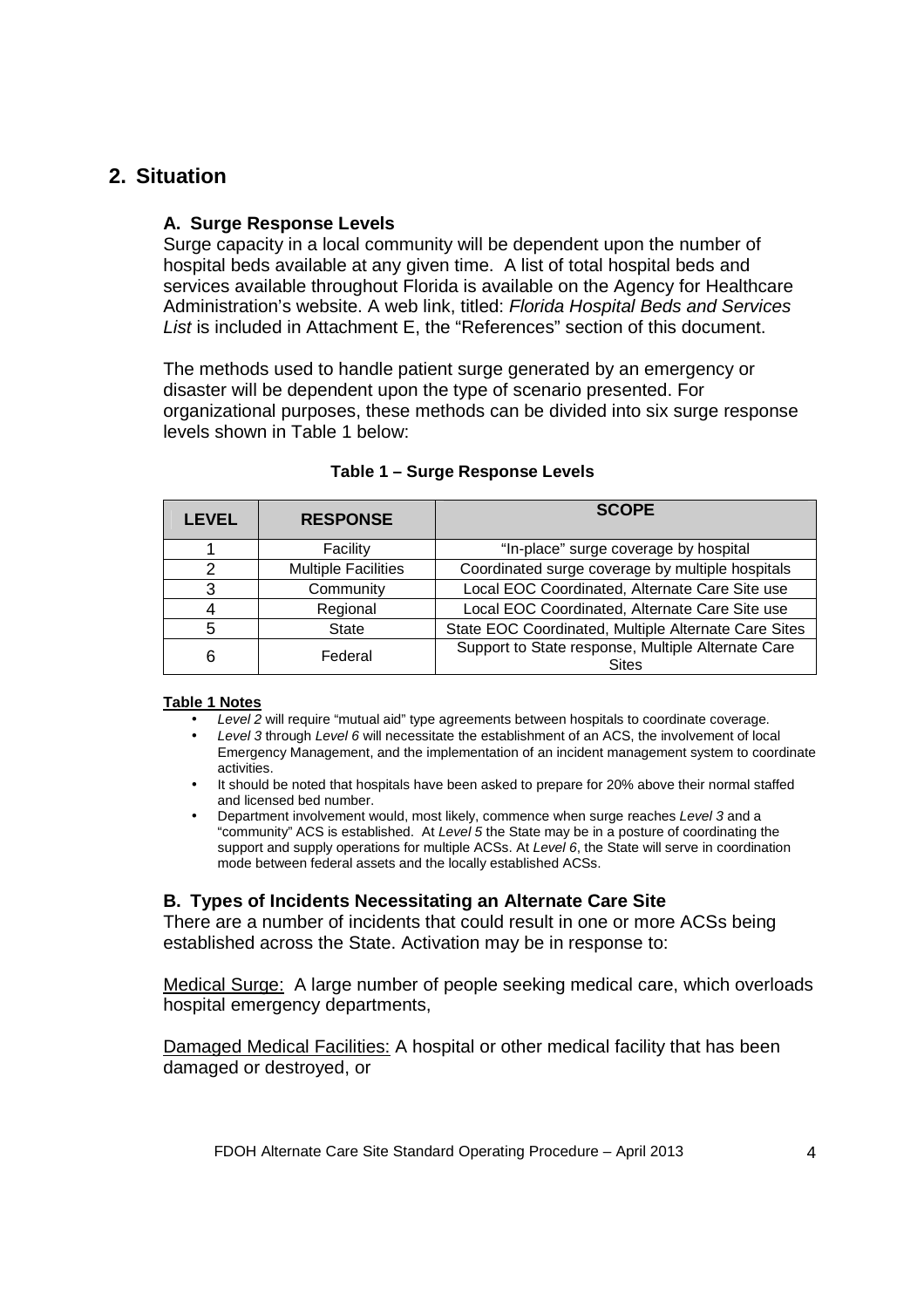## 2. Situation

### A. Surge Response Levels

Surge capacity in a local community will be dependent upon the number of hospital beds available at any given time. A list of total hospital beds and services available throughout Florida is available on the Agency for Healthcare Administration's website. A web link, titled: *Florida Hospital Beds and Services List* is included in Attachment E, the "References" section of this document.

The methods used to handle patient surge generated by an emergency or disaster will be dependent upon the type of scenario presented. For organizational purposes, these methods can be divided into six surge response levels shown in Table 1 below:

**Table 1 – Surge Response Levels**

| LEVEL | RESPONSE | SCOPE |
|---|---|---|
| 1 | Facility | "In-place" surge coverage by hospital |
| 2 | Multiple Facilities | Coordinated surge coverage by multiple hospitals |
| 3 | Community | Local EOC Coordinated, Alternate Care Site use |
| 4 | Regional | Local EOC Coordinated, Alternate Care Site use |
| 5 | State | State EOC Coordinated, Multiple Alternate Care Sites |
| 6 | Federal | Support to State response, Multiple Alternate Care Sites |

**Table 1 Notes**

- *Level 2* will require "mutual aid" type agreements between hospitals to coordinate coverage.
- *Level 3* through *Level 6* will necessitate the establishment of an ACS, the involvement of local Emergency Management, and the implementation of an incident management system to coordinate activities.
- It should be noted that hospitals have been asked to prepare for 20% above their normal staffed and licensed bed number.
- Department involvement would, most likely, commence when surge reaches *Level 3* and a "community" ACS is established. At *Level 5* the State may be in a posture of coordinating the support and supply operations for multiple ACSs. At *Level 6*, the State will serve in coordination mode between federal assets and the locally established ACSs.

### B. Types of Incidents Necessitating an Alternate Care Site

There are a number of incidents that could result in one or more ACSs being established across the State. Activation may be in response to:

Medical Surge: A large number of people seeking medical care, which overloads hospital emergency departments,

Damaged Medical Facilities: A hospital or other medical facility that has been damaged or destroyed, or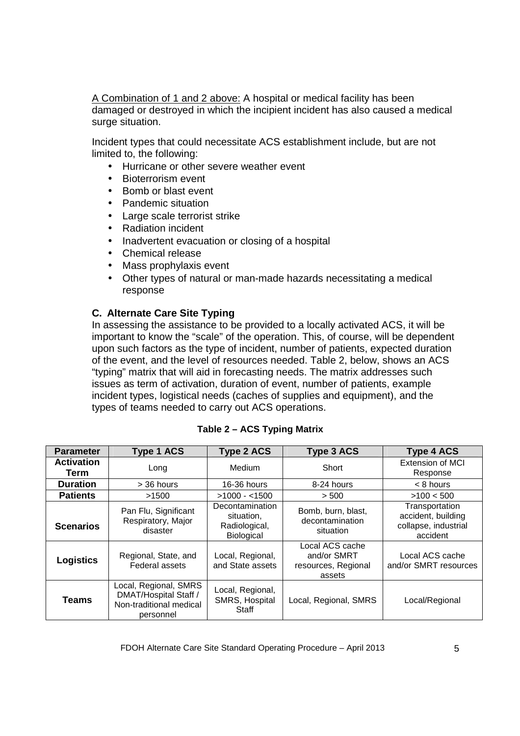A Combination of 1 and 2 above: A hospital or medical facility has been damaged or destroyed in which the incipient incident has also caused a medical surge situation.

Incident types that could necessitate ACS establishment include, but are not limited to, the following:

- Hurricane or other severe weather event
- Bioterrorism event
- Bomb or blast event
- Pandemic situation
- Large scale terrorist strike
- Radiation incident
- Inadvertent evacuation or closing of a hospital
- Chemical release
- Mass prophylaxis event
- Other types of natural or man-made hazards necessitating a medical response

### C. Alternate Care Site Typing

In assessing the assistance to be provided to a locally activated ACS, it will be important to know the "scale" of the operation. This, of course, will be dependent upon such factors as the type of incident, number of patients, expected duration of the event, and the level of resources needed. Table 2, below, shows an ACS "typing" matrix that will aid in forecasting needs. The matrix addresses such issues as term of activation, duration of event, number of patients, example incident types, logistical needs (caches of supplies and equipment), and the types of teams needed to carry out ACS operations.

**Table 2 – ACS Typing Matrix**

| Parameter | Type 1 ACS | Type 2 ACS | Type 3 ACS | Type 4 ACS |
|---|---|---|---|---|
| **Activation Term** | Long | Medium | Short | Extension of MCI Response |
| **Duration** | > 36 hours | 16-36 hours | 8-24 hours | < 8 hours |
| **Patients** | >1500 | >1000 - <1500 | > 500 | >100 < 500 |
| **Scenarios** | Pan Flu, Significant Respiratory, Major disaster | Decontamination situation, Radiological, Biological | Bomb, burn, blast, decontamination situation | Transportation accident, building collapse, industrial accident |
| **Logistics** | Regional, State, and Federal assets | Local, Regional, and State assets | Local ACS cache and/or SMRT resources, Regional assets | Local ACS cache and/or SMRT resources |
| **Teams** | Local, Regional, SMRS DMAT/Hospital Staff / Non-traditional medical personnel | Local, Regional, SMRS, Hospital Staff | Local, Regional, SMRS | Local/Regional |

FDOH Alternate Care Site Standard Operating Procedure – April 2013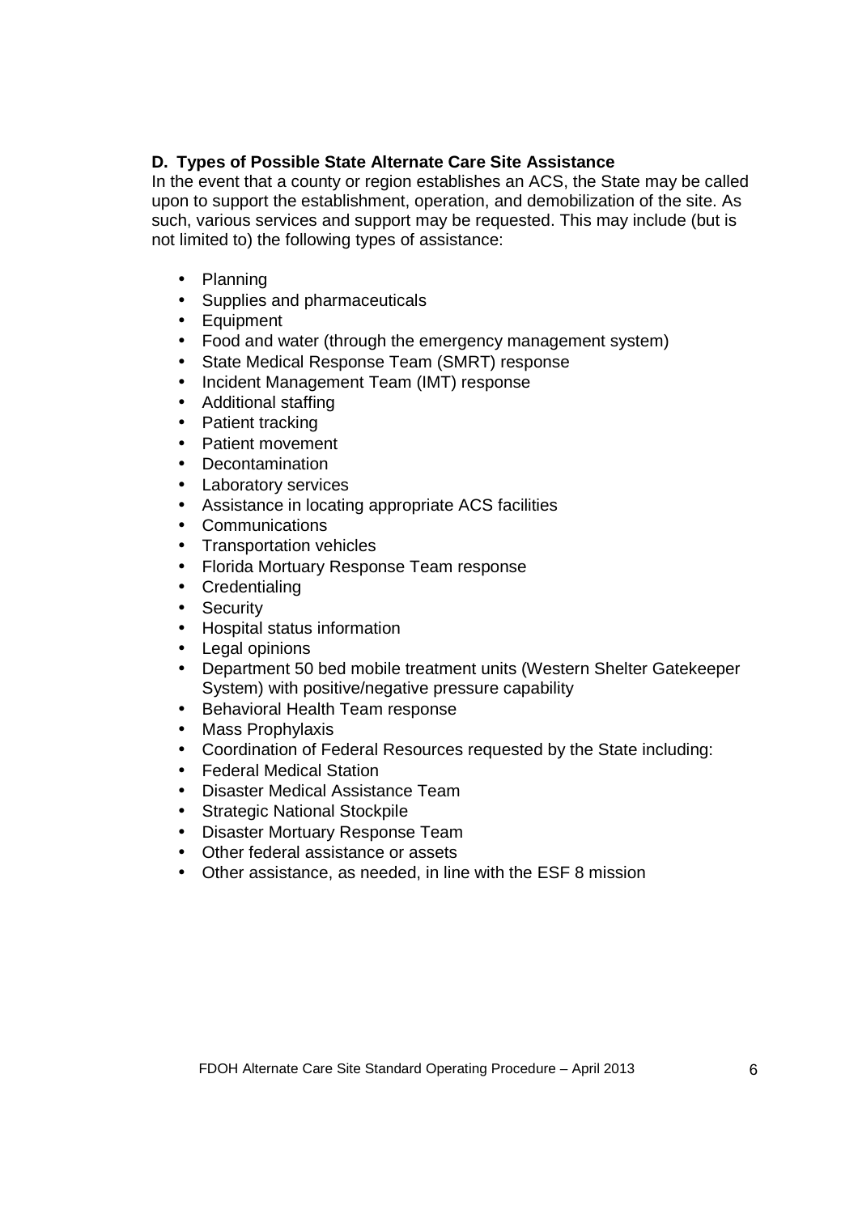**D. Types of Possible State Alternate Care Site Assistance**

In the event that a county or region establishes an ACS, the State may be called upon to support the establishment, operation, and demobilization of the site. As such, various services and support may be requested. This may include (but is not limited to) the following types of assistance:

- Planning
- Supplies and pharmaceuticals
- Equipment
- Food and water (through the emergency management system)
- State Medical Response Team (SMRT) response
- Incident Management Team (IMT) response
- Additional staffing
- Patient tracking
- Patient movement
- Decontamination
- Laboratory services
- Assistance in locating appropriate ACS facilities
- Communications
- Transportation vehicles
- Florida Mortuary Response Team response
- Credentialing
- Security
- Hospital status information
- Legal opinions
- Department 50 bed mobile treatment units (Western Shelter Gatekeeper System) with positive/negative pressure capability
- Behavioral Health Team response
- Mass Prophylaxis
- Coordination of Federal Resources requested by the State including:
- Federal Medical Station
- Disaster Medical Assistance Team
- Strategic National Stockpile
- Disaster Mortuary Response Team
- Other federal assistance or assets
- Other assistance, as needed, in line with the ESF 8 mission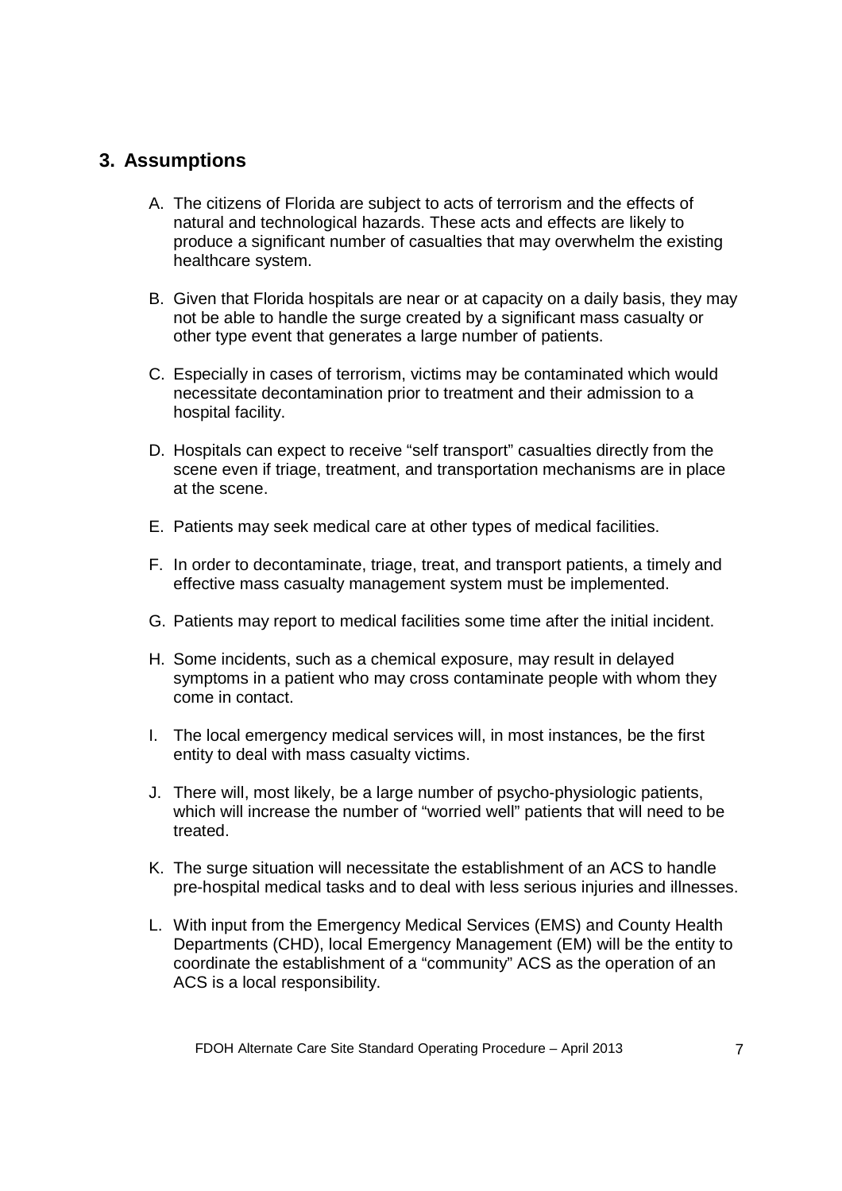## 3. Assumptions

A. The citizens of Florida are subject to acts of terrorism and the effects of natural and technological hazards. These acts and effects are likely to produce a significant number of casualties that may overwhelm the existing healthcare system.

B. Given that Florida hospitals are near or at capacity on a daily basis, they may not be able to handle the surge created by a significant mass casualty or other type event that generates a large number of patients.

C. Especially in cases of terrorism, victims may be contaminated which would necessitate decontamination prior to treatment and their admission to a hospital facility.

D. Hospitals can expect to receive "self transport" casualties directly from the scene even if triage, treatment, and transportation mechanisms are in place at the scene.

E. Patients may seek medical care at other types of medical facilities.

F. In order to decontaminate, triage, treat, and transport patients, a timely and effective mass casualty management system must be implemented.

G. Patients may report to medical facilities some time after the initial incident.

H. Some incidents, such as a chemical exposure, may result in delayed symptoms in a patient who may cross contaminate people with whom they come in contact.

I. The local emergency medical services will, in most instances, be the first entity to deal with mass casualty victims.

J. There will, most likely, be a large number of psycho-physiologic patients, which will increase the number of "worried well" patients that will need to be treated.

K. The surge situation will necessitate the establishment of an ACS to handle pre-hospital medical tasks and to deal with less serious injuries and illnesses.

L. With input from the Emergency Medical Services (EMS) and County Health Departments (CHD), local Emergency Management (EM) will be the entity to coordinate the establishment of a "community" ACS as the operation of an ACS is a local responsibility.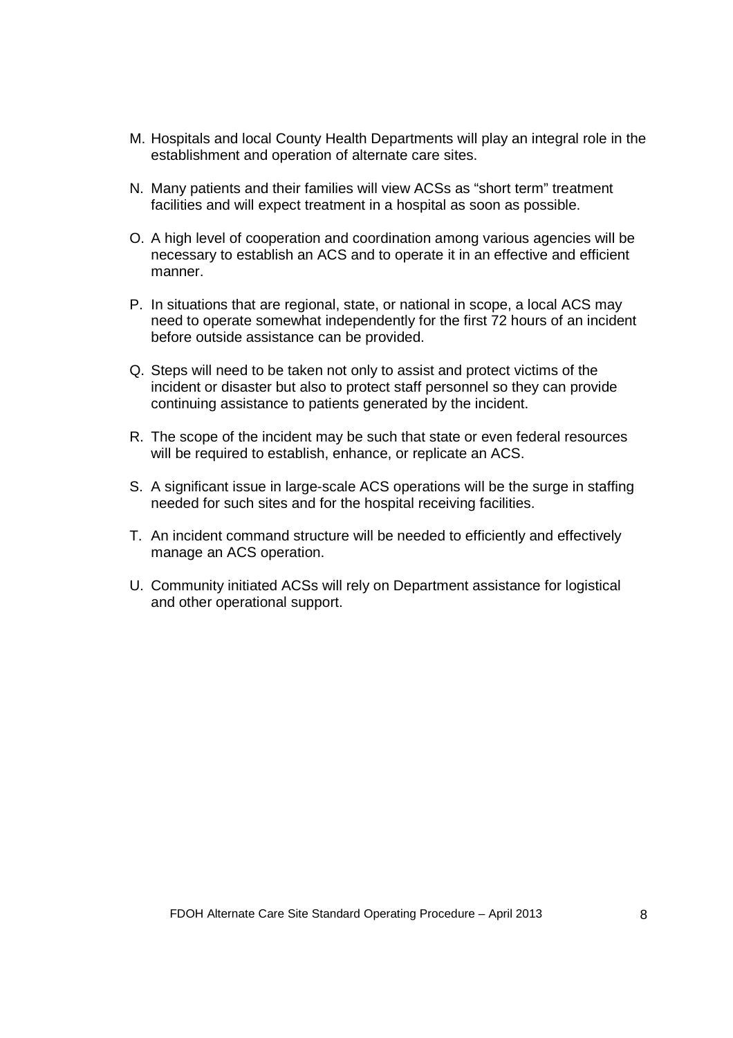M. Hospitals and local County Health Departments will play an integral role in the establishment and operation of alternate care sites.

N. Many patients and their families will view ACSs as "short term" treatment facilities and will expect treatment in a hospital as soon as possible.

O. A high level of cooperation and coordination among various agencies will be necessary to establish an ACS and to operate it in an effective and efficient manner.

P. In situations that are regional, state, or national in scope, a local ACS may need to operate somewhat independently for the first 72 hours of an incident before outside assistance can be provided.

Q. Steps will need to be taken not only to assist and protect victims of the incident or disaster but also to protect staff personnel so they can provide continuing assistance to patients generated by the incident.

R. The scope of the incident may be such that state or even federal resources will be required to establish, enhance, or replicate an ACS.

S. A significant issue in large-scale ACS operations will be the surge in staffing needed for such sites and for the hospital receiving facilities.

T. An incident command structure will be needed to efficiently and effectively manage an ACS operation.

U. Community initiated ACSs will rely on Department assistance for logistical and other operational support.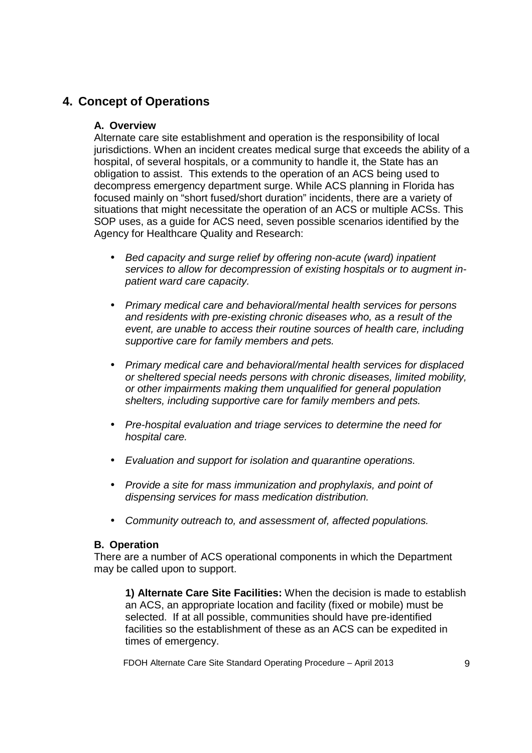## 4. Concept of Operations

### A. Overview

Alternate care site establishment and operation is the responsibility of local jurisdictions. When an incident creates medical surge that exceeds the ability of a hospital, of several hospitals, or a community to handle it, the State has an obligation to assist. This extends to the operation of an ACS being used to decompress emergency department surge. While ACS planning in Florida has focused mainly on "short fused/short duration" incidents, there are a variety of situations that might necessitate the operation of an ACS or multiple ACSs. This SOP uses, as a guide for ACS need, seven possible scenarios identified by the Agency for Healthcare Quality and Research:

- *Bed capacity and surge relief by offering non-acute (ward) inpatient services to allow for decompression of existing hospitals or to augment in-patient ward care capacity.*
- *Primary medical care and behavioral/mental health services for persons and residents with pre-existing chronic diseases who, as a result of the event, are unable to access their routine sources of health care, including supportive care for family members and pets.*
- *Primary medical care and behavioral/mental health services for displaced or sheltered special needs persons with chronic diseases, limited mobility, or other impairments making them unqualified for general population shelters, including supportive care for family members and pets.*
- *Pre-hospital evaluation and triage services to determine the need for hospital care.*
- *Evaluation and support for isolation and quarantine operations.*
- *Provide a site for mass immunization and prophylaxis, and point of dispensing services for mass medication distribution.*
- *Community outreach to, and assessment of, affected populations.*

### B. Operation

There are a number of ACS operational components in which the Department may be called upon to support.

**1) Alternate Care Site Facilities:** When the decision is made to establish an ACS, an appropriate location and facility (fixed or mobile) must be selected. If at all possible, communities should have pre-identified facilities so the establishment of these as an ACS can be expedited in times of emergency.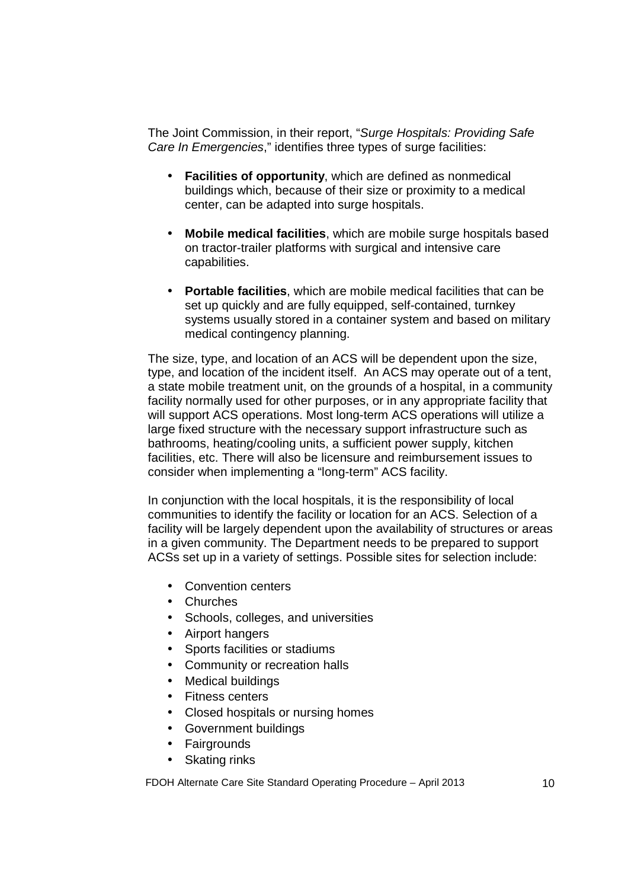The Joint Commission, in their report, "*Surge Hospitals: Providing Safe Care In Emergencies*," identifies three types of surge facilities:

- **Facilities of opportunity**, which are defined as nonmedical buildings which, because of their size or proximity to a medical center, can be adapted into surge hospitals.
- **Mobile medical facilities**, which are mobile surge hospitals based on tractor-trailer platforms with surgical and intensive care capabilities.
- **Portable facilities**, which are mobile medical facilities that can be set up quickly and are fully equipped, self-contained, turnkey systems usually stored in a container system and based on military medical contingency planning.

The size, type, and location of an ACS will be dependent upon the size, type, and location of the incident itself. An ACS may operate out of a tent, a state mobile treatment unit, on the grounds of a hospital, in a community facility normally used for other purposes, or in any appropriate facility that will support ACS operations. Most long-term ACS operations will utilize a large fixed structure with the necessary support infrastructure such as bathrooms, heating/cooling units, a sufficient power supply, kitchen facilities, etc. There will also be licensure and reimbursement issues to consider when implementing a "long-term" ACS facility.

In conjunction with the local hospitals, it is the responsibility of local communities to identify the facility or location for an ACS. Selection of a facility will be largely dependent upon the availability of structures or areas in a given community. The Department needs to be prepared to support ACSs set up in a variety of settings. Possible sites for selection include:

- Convention centers
- Churches
- Schools, colleges, and universities
- Airport hangers
- Sports facilities or stadiums
- Community or recreation halls
- Medical buildings
- Fitness centers
- Closed hospitals or nursing homes
- Government buildings
- Fairgrounds
- Skating rinks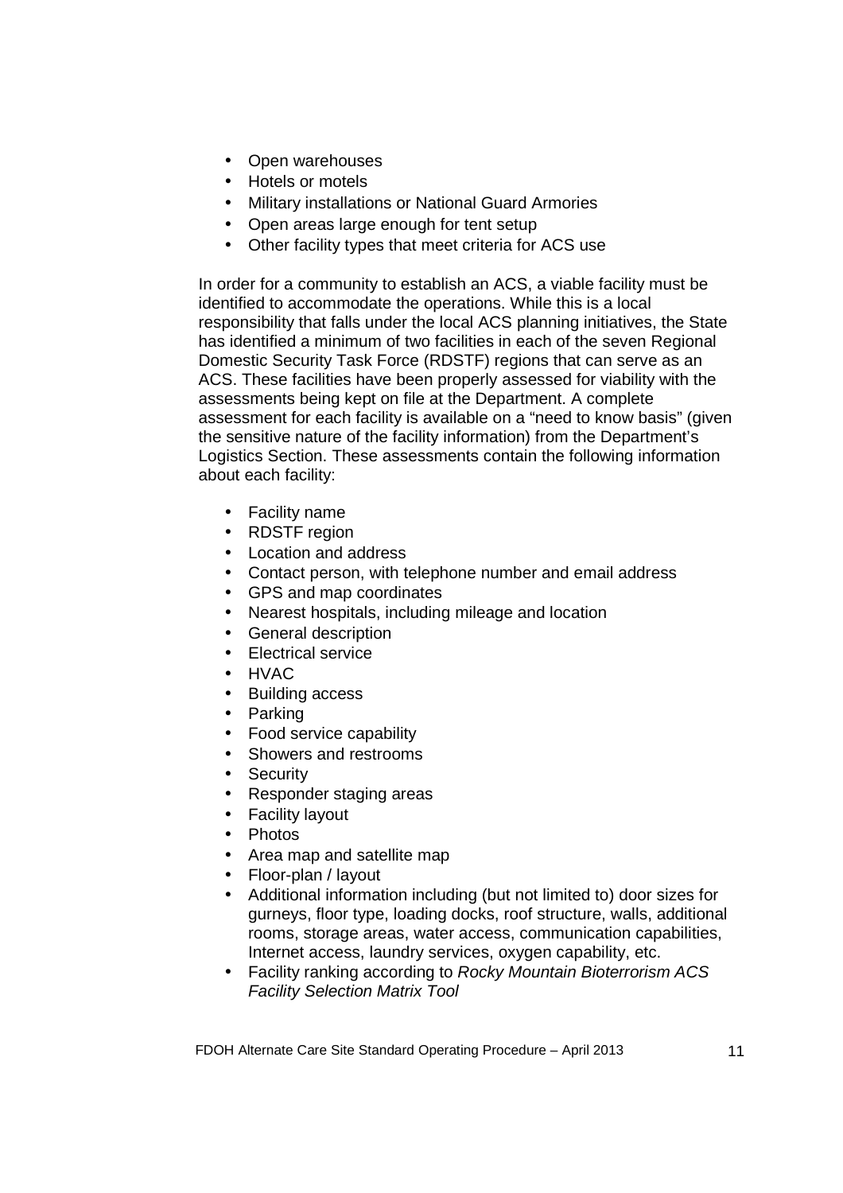- Open warehouses
- Hotels or motels
- Military installations or National Guard Armories
- Open areas large enough for tent setup
- Other facility types that meet criteria for ACS use

In order for a community to establish an ACS, a viable facility must be identified to accommodate the operations. While this is a local responsibility that falls under the local ACS planning initiatives, the State has identified a minimum of two facilities in each of the seven Regional Domestic Security Task Force (RDSTF) regions that can serve as an ACS. These facilities have been properly assessed for viability with the assessments being kept on file at the Department. A complete assessment for each facility is available on a "need to know basis" (given the sensitive nature of the facility information) from the Department's Logistics Section. These assessments contain the following information about each facility:

- Facility name
- RDSTF region
- Location and address
- Contact person, with telephone number and email address
- GPS and map coordinates
- Nearest hospitals, including mileage and location
- General description
- Electrical service
- HVAC
- Building access
- Parking
- Food service capability
- Showers and restrooms
- Security
- Responder staging areas
- Facility layout
- Photos
- Area map and satellite map
- Floor-plan / layout
- Additional information including (but not limited to) door sizes for gurneys, floor type, loading docks, roof structure, walls, additional rooms, storage areas, water access, communication capabilities, Internet access, laundry services, oxygen capability, etc.
- Facility ranking according to *Rocky Mountain Bioterrorism ACS Facility Selection Matrix Tool*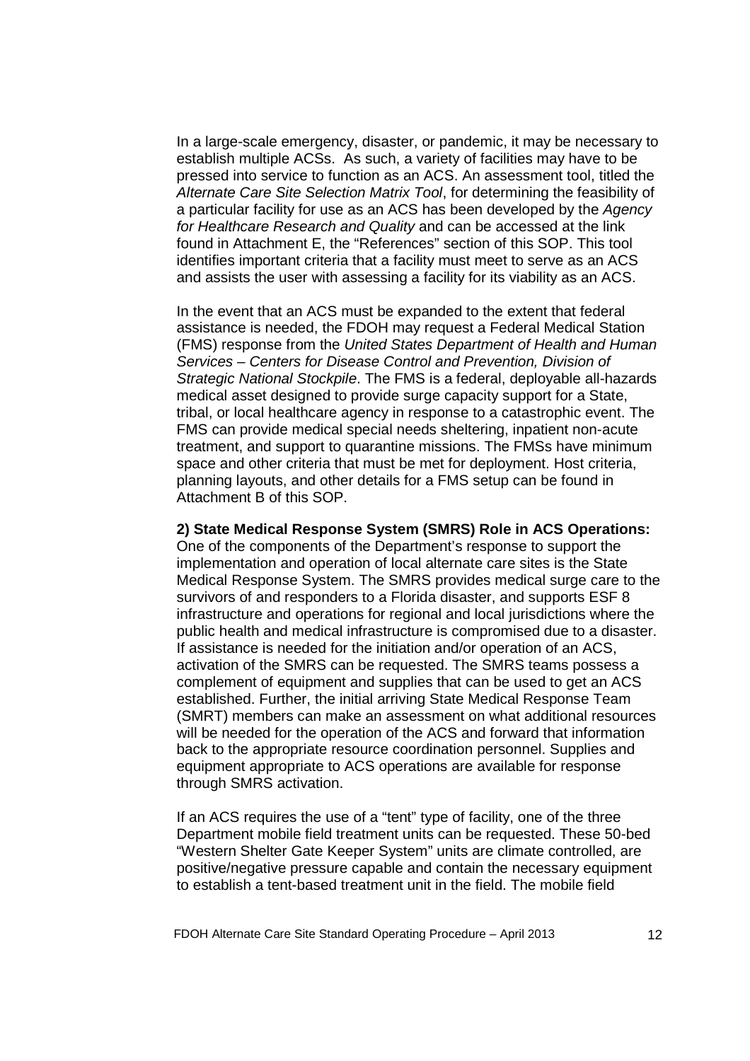In a large-scale emergency, disaster, or pandemic, it may be necessary to establish multiple ACSs. As such, a variety of facilities may have to be pressed into service to function as an ACS. An assessment tool, titled the *Alternate Care Site Selection Matrix Tool*, for determining the feasibility of a particular facility for use as an ACS has been developed by the *Agency for Healthcare Research and Quality* and can be accessed at the link found in Attachment E, the "References" section of this SOP. This tool identifies important criteria that a facility must meet to serve as an ACS and assists the user with assessing a facility for its viability as an ACS.

In the event that an ACS must be expanded to the extent that federal assistance is needed, the FDOH may request a Federal Medical Station (FMS) response from the *United States Department of Health and Human Services – Centers for Disease Control and Prevention, Division of Strategic National Stockpile*. The FMS is a federal, deployable all-hazards medical asset designed to provide surge capacity support for a State, tribal, or local healthcare agency in response to a catastrophic event. The FMS can provide medical special needs sheltering, inpatient non-acute treatment, and support to quarantine missions. The FMSs have minimum space and other criteria that must be met for deployment. Host criteria, planning layouts, and other details for a FMS setup can be found in Attachment B of this SOP.

**2) State Medical Response System (SMRS) Role in ACS Operations:**
One of the components of the Department's response to support the implementation and operation of local alternate care sites is the State Medical Response System. The SMRS provides medical surge care to the survivors of and responders to a Florida disaster, and supports ESF 8 infrastructure and operations for regional and local jurisdictions where the public health and medical infrastructure is compromised due to a disaster. If assistance is needed for the initiation and/or operation of an ACS, activation of the SMRS can be requested. The SMRS teams possess a complement of equipment and supplies that can be used to get an ACS established. Further, the initial arriving State Medical Response Team (SMRT) members can make an assessment on what additional resources will be needed for the operation of the ACS and forward that information back to the appropriate resource coordination personnel. Supplies and equipment appropriate to ACS operations are available for response through SMRS activation.

If an ACS requires the use of a "tent" type of facility, one of the three Department mobile field treatment units can be requested. These 50-bed "Western Shelter Gate Keeper System" units are climate controlled, are positive/negative pressure capable and contain the necessary equipment to establish a tent-based treatment unit in the field. The mobile field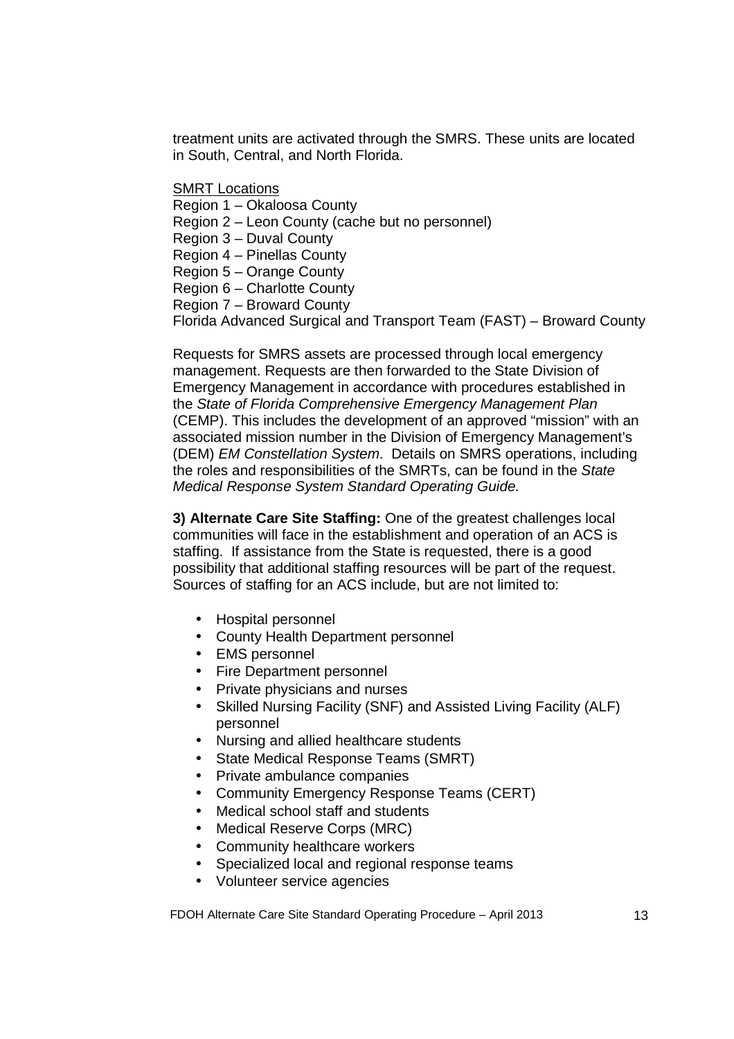treatment units are activated through the SMRS. These units are located in South, Central, and North Florida.

<u>SMRT Locations</u>
Region 1 – Okaloosa County
Region 2 – Leon County (cache but no personnel)
Region 3 – Duval County
Region 4 – Pinellas County
Region 5 – Orange County
Region 6 – Charlotte County
Region 7 – Broward County
Florida Advanced Surgical and Transport Team (FAST) – Broward County

Requests for SMRS assets are processed through local emergency management. Requests are then forwarded to the State Division of Emergency Management in accordance with procedures established in the *State of Florida Comprehensive Emergency Management Plan* (CEMP). This includes the development of an approved "mission" with an associated mission number in the Division of Emergency Management's (DEM) *EM Constellation System*. Details on SMRS operations, including the roles and responsibilities of the SMRTs, can be found in the *State Medical Response System Standard Operating Guide.*

**3) Alternate Care Site Staffing:** One of the greatest challenges local communities will face in the establishment and operation of an ACS is staffing. If assistance from the State is requested, there is a good possibility that additional staffing resources will be part of the request. Sources of staffing for an ACS include, but are not limited to:

- Hospital personnel
- County Health Department personnel
- EMS personnel
- Fire Department personnel
- Private physicians and nurses
- Skilled Nursing Facility (SNF) and Assisted Living Facility (ALF) personnel
- Nursing and allied healthcare students
- State Medical Response Teams (SMRT)
- Private ambulance companies
- Community Emergency Response Teams (CERT)
- Medical school staff and students
- Medical Reserve Corps (MRC)
- Community healthcare workers
- Specialized local and regional response teams
- Volunteer service agencies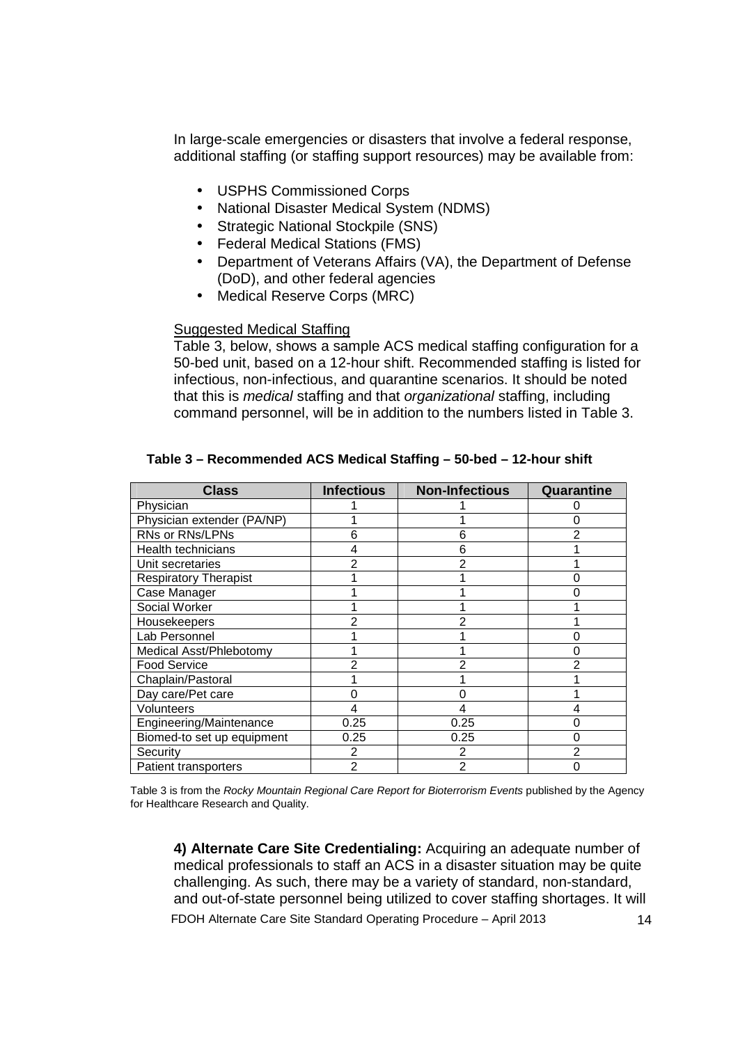In large-scale emergencies or disasters that involve a federal response, additional staffing (or staffing support resources) may be available from:

- USPHS Commissioned Corps
- National Disaster Medical System (NDMS)
- Strategic National Stockpile (SNS)
- Federal Medical Stations (FMS)
- Department of Veterans Affairs (VA), the Department of Defense (DoD), and other federal agencies
- Medical Reserve Corps (MRC)

<u>Suggested Medical Staffing</u>

Table 3, below, shows a sample ACS medical staffing configuration for a 50-bed unit, based on a 12-hour shift. Recommended staffing is listed for infectious, non-infectious, and quarantine scenarios. It should be noted that this is *medical* staffing and that *organizational* staffing, including command personnel, will be in addition to the numbers listed in Table 3.

**Table 3 – Recommended ACS Medical Staffing – 50-bed – 12-hour shift**

| Class | Infectious | Non-Infectious | Quarantine |
|---|---|---|---|
| Physician | 1 | 1 | 0 |
| Physician extender (PA/NP) | 1 | 1 | 0 |
| RNs or RNs/LPNs | 6 | 6 | 2 |
| Health technicians | 4 | 6 | 1 |
| Unit secretaries | 2 | 2 | 1 |
| Respiratory Therapist | 1 | 1 | 0 |
| Case Manager | 1 | 1 | 0 |
| Social Worker | 1 | 1 | 1 |
| Housekeepers | 2 | 2 | 1 |
| Lab Personnel | 1 | 1 | 0 |
| Medical Asst/Phlebotomy | 1 | 1 | 0 |
| Food Service | 2 | 2 | 2 |
| Chaplain/Pastoral | 1 | 1 | 1 |
| Day care/Pet care | 0 | 0 | 1 |
| Volunteers | 4 | 4 | 4 |
| Engineering/Maintenance | 0.25 | 0.25 | 0 |
| Biomed-to set up equipment | 0.25 | 0.25 | 0 |
| Security | 2 | 2 | 2 |
| Patient transporters | 2 | 2 | 0 |

Table 3 is from the *Rocky Mountain Regional Care Report for Bioterrorism Events* published by the Agency for Healthcare Research and Quality.

**4) Alternate Care Site Credentialing:** Acquiring an adequate number of medical professionals to staff an ACS in a disaster situation may be quite challenging. As such, there may be a variety of standard, non-standard, and out-of-state personnel being utilized to cover staffing shortages. It will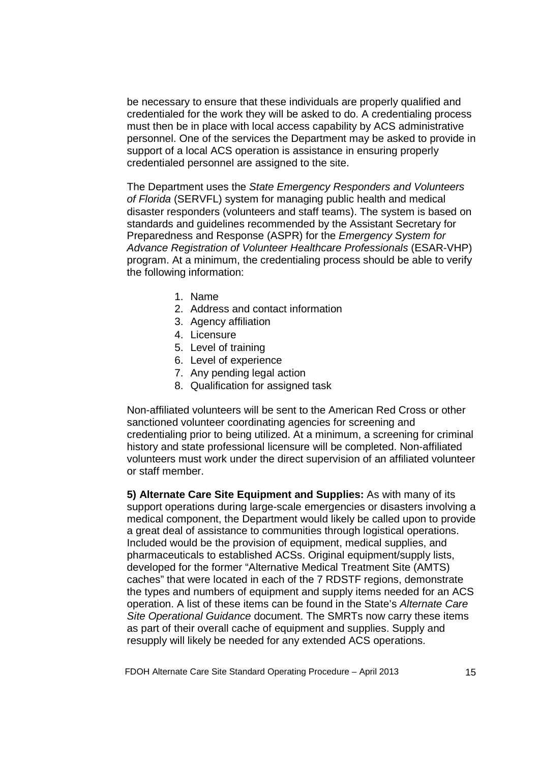be necessary to ensure that these individuals are properly qualified and credentialed for the work they will be asked to do. A credentialing process must then be in place with local access capability by ACS administrative personnel. One of the services the Department may be asked to provide in support of a local ACS operation is assistance in ensuring properly credentialed personnel are assigned to the site.

The Department uses the *State Emergency Responders and Volunteers of Florida* (SERVFL) system for managing public health and medical disaster responders (volunteers and staff teams). The system is based on standards and guidelines recommended by the Assistant Secretary for Preparedness and Response (ASPR) for the *Emergency System for Advance Registration of Volunteer Healthcare Professionals* (ESAR-VHP) program. At a minimum, the credentialing process should be able to verify the following information:

1. Name
2. Address and contact information
3. Agency affiliation
4. Licensure
5. Level of training
6. Level of experience
7. Any pending legal action
8. Qualification for assigned task

Non-affiliated volunteers will be sent to the American Red Cross or other sanctioned volunteer coordinating agencies for screening and credentialing prior to being utilized. At a minimum, a screening for criminal history and state professional licensure will be completed. Non-affiliated volunteers must work under the direct supervision of an affiliated volunteer or staff member.

**5) Alternate Care Site Equipment and Supplies:** As with many of its support operations during large-scale emergencies or disasters involving a medical component, the Department would likely be called upon to provide a great deal of assistance to communities through logistical operations. Included would be the provision of equipment, medical supplies, and pharmaceuticals to established ACSs. Original equipment/supply lists, developed for the former "Alternative Medical Treatment Site (AMTS) caches" that were located in each of the 7 RDSTF regions, demonstrate the types and numbers of equipment and supply items needed for an ACS operation. A list of these items can be found in the State's *Alternate Care Site Operational Guidance* document. The SMRTs now carry these items as part of their overall cache of equipment and supplies. Supply and resupply will likely be needed for any extended ACS operations.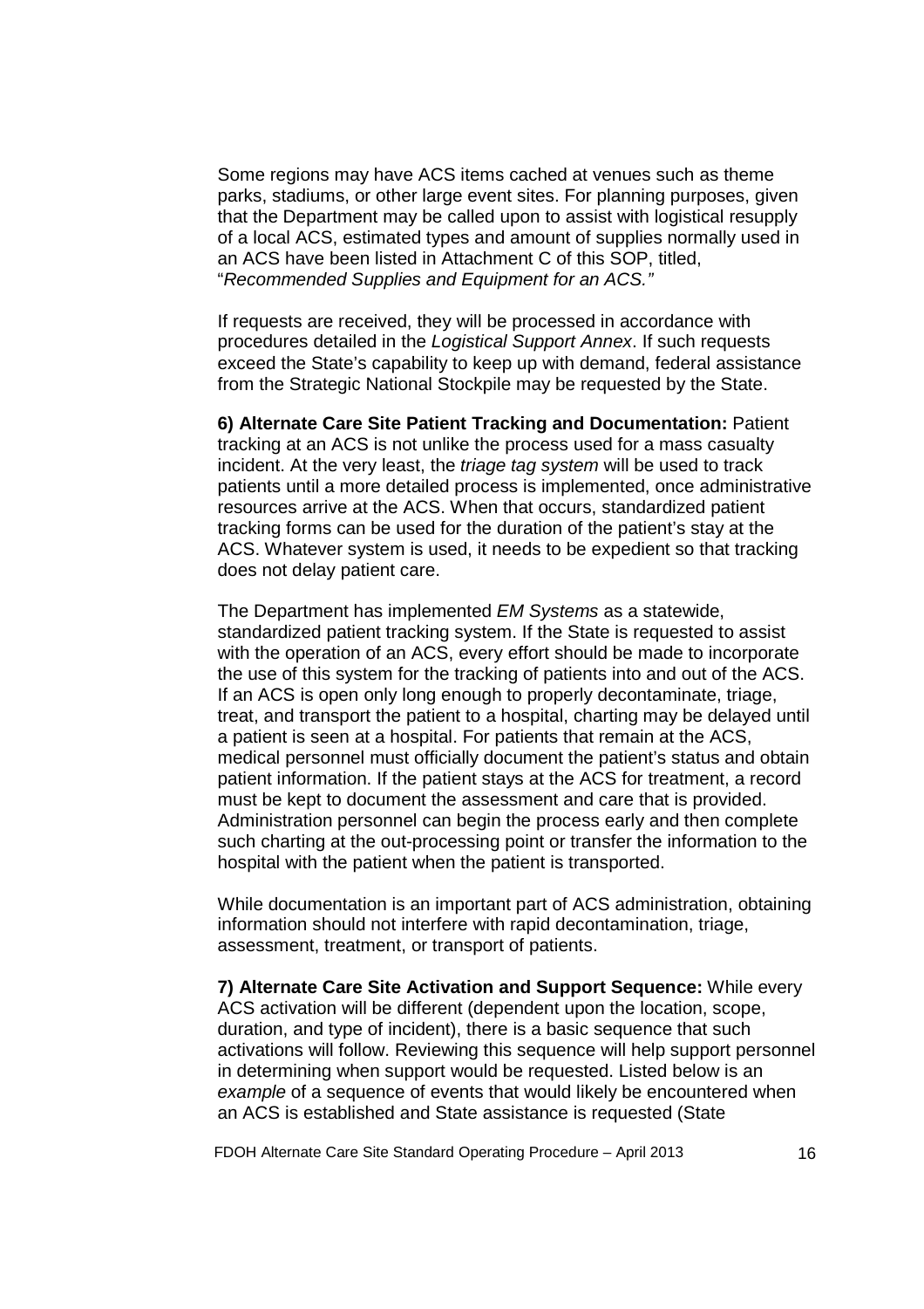Some regions may have ACS items cached at venues such as theme parks, stadiums, or other large event sites. For planning purposes, given that the Department may be called upon to assist with logistical resupply of a local ACS, estimated types and amount of supplies normally used in an ACS have been listed in Attachment C of this SOP, titled, "*Recommended Supplies and Equipment for an ACS.*"

If requests are received, they will be processed in accordance with procedures detailed in the *Logistical Support Annex*. If such requests exceed the State's capability to keep up with demand, federal assistance from the Strategic National Stockpile may be requested by the State.

**6) Alternate Care Site Patient Tracking and Documentation:** Patient tracking at an ACS is not unlike the process used for a mass casualty incident. At the very least, the *triage tag system* will be used to track patients until a more detailed process is implemented, once administrative resources arrive at the ACS. When that occurs, standardized patient tracking forms can be used for the duration of the patient's stay at the ACS. Whatever system is used, it needs to be expedient so that tracking does not delay patient care.

The Department has implemented *EM Systems* as a statewide, standardized patient tracking system. If the State is requested to assist with the operation of an ACS, every effort should be made to incorporate the use of this system for the tracking of patients into and out of the ACS. If an ACS is open only long enough to properly decontaminate, triage, treat, and transport the patient to a hospital, charting may be delayed until a patient is seen at a hospital. For patients that remain at the ACS, medical personnel must officially document the patient's status and obtain patient information. If the patient stays at the ACS for treatment, a record must be kept to document the assessment and care that is provided. Administration personnel can begin the process early and then complete such charting at the out-processing point or transfer the information to the hospital with the patient when the patient is transported.

While documentation is an important part of ACS administration, obtaining information should not interfere with rapid decontamination, triage, assessment, treatment, or transport of patients.

**7) Alternate Care Site Activation and Support Sequence:** While every ACS activation will be different (dependent upon the location, scope, duration, and type of incident), there is a basic sequence that such activations will follow. Reviewing this sequence will help support personnel in determining when support would be requested. Listed below is an *example* of a sequence of events that would likely be encountered when an ACS is established and State assistance is requested (State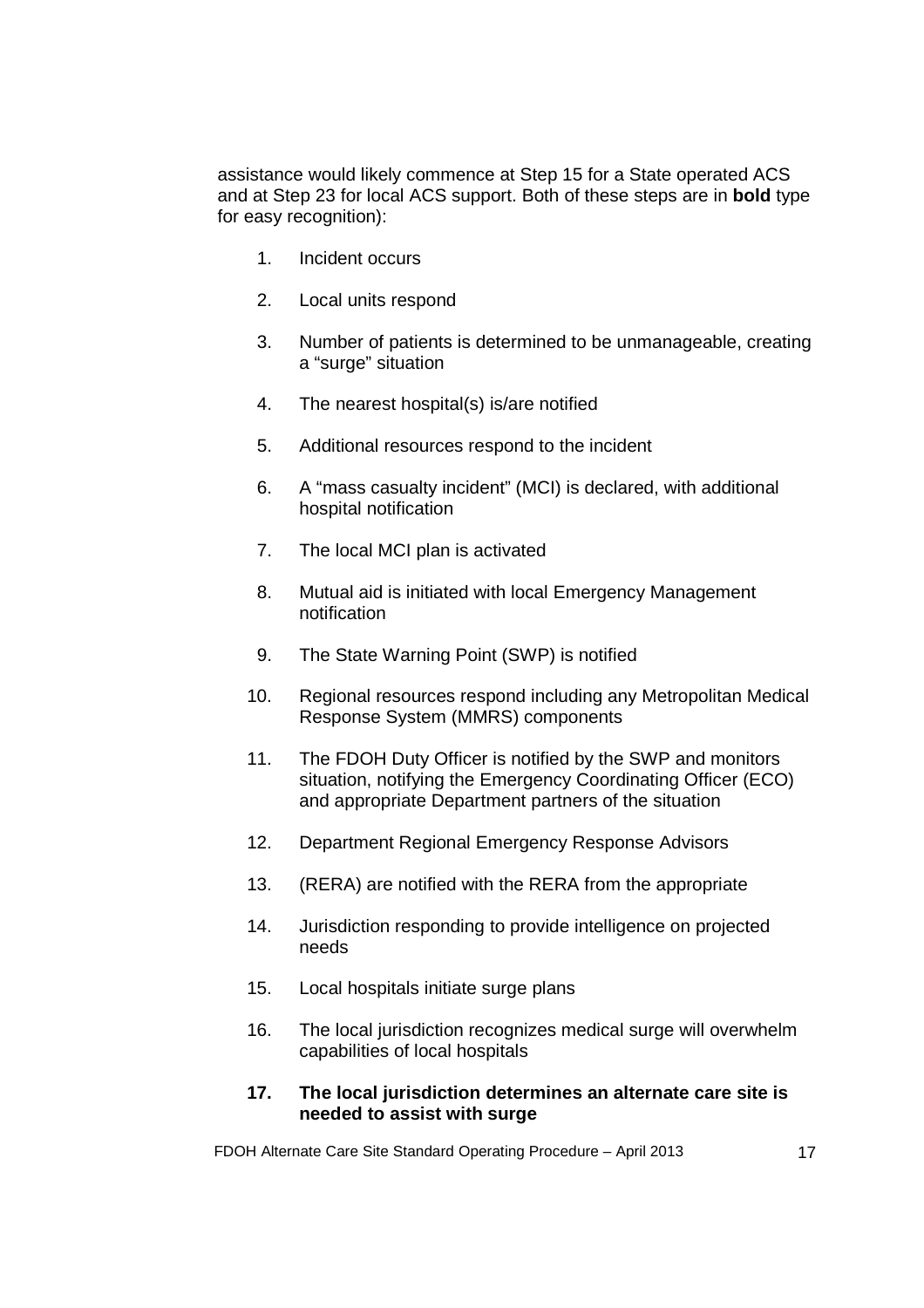assistance would likely commence at Step 15 for a State operated ACS and at Step 23 for local ACS support. Both of these steps are in **bold** type for easy recognition):

1. Incident occurs
2. Local units respond
3. Number of patients is determined to be unmanageable, creating a "surge" situation
4. The nearest hospital(s) is/are notified
5. Additional resources respond to the incident
6. A "mass casualty incident" (MCI) is declared, with additional hospital notification
7. The local MCI plan is activated
8. Mutual aid is initiated with local Emergency Management notification
9. The State Warning Point (SWP) is notified
10. Regional resources respond including any Metropolitan Medical Response System (MMRS) components
11. The FDOH Duty Officer is notified by the SWP and monitors situation, notifying the Emergency Coordinating Officer (ECO) and appropriate Department partners of the situation
12. Department Regional Emergency Response Advisors
13. (RERA) are notified with the RERA from the appropriate
14. Jurisdiction responding to provide intelligence on projected needs
15. Local hospitals initiate surge plans
16. The local jurisdiction recognizes medical surge will overwhelm capabilities of local hospitals
17. **The local jurisdiction determines an alternate care site is needed to assist with surge**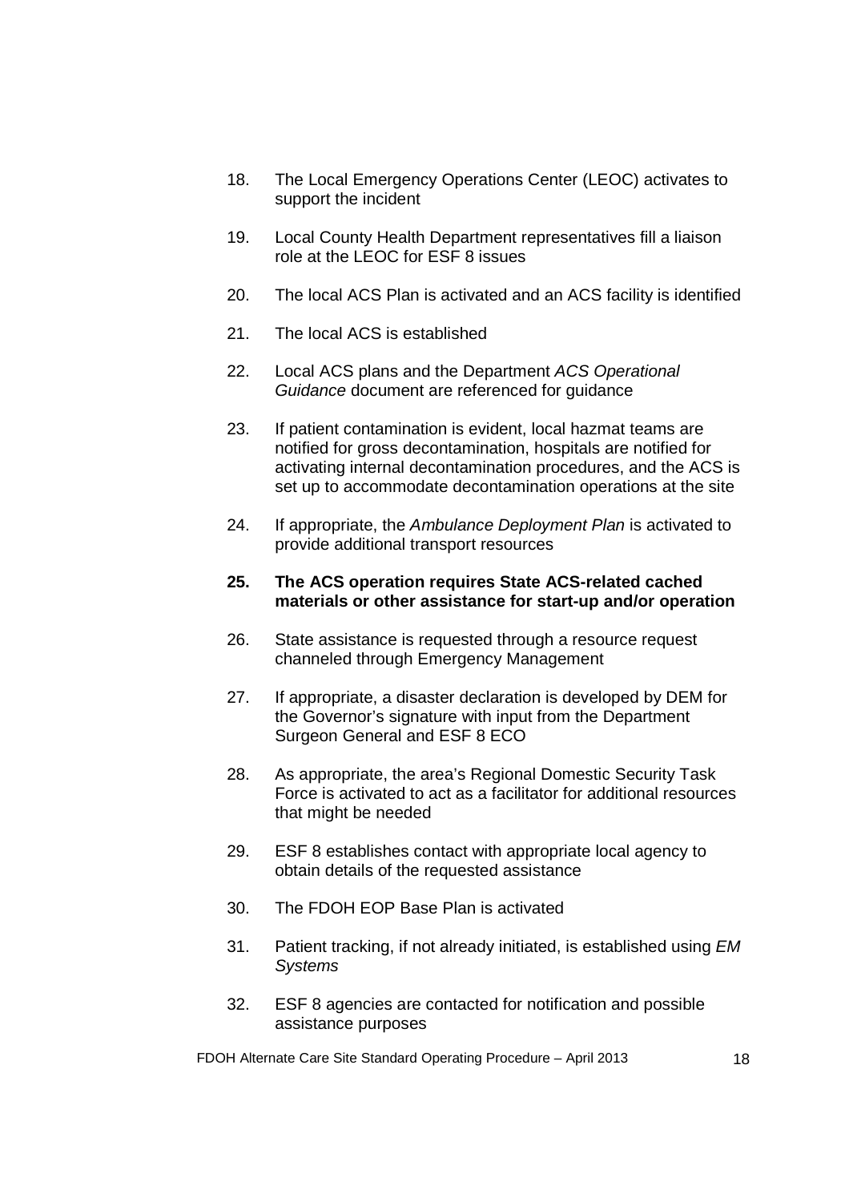18. The Local Emergency Operations Center (LEOC) activates to support the incident

19. Local County Health Department representatives fill a liaison role at the LEOC for ESF 8 issues

20. The local ACS Plan is activated and an ACS facility is identified

21. The local ACS is established

22. Local ACS plans and the Department *ACS Operational Guidance* document are referenced for guidance

23. If patient contamination is evident, local hazmat teams are notified for gross decontamination, hospitals are notified for activating internal decontamination procedures, and the ACS is set up to accommodate decontamination operations at the site

24. If appropriate, the *Ambulance Deployment Plan* is activated to provide additional transport resources

25. **The ACS operation requires State ACS-related cached materials or other assistance for start-up and/or operation**

26. State assistance is requested through a resource request channeled through Emergency Management

27. If appropriate, a disaster declaration is developed by DEM for the Governor's signature with input from the Department Surgeon General and ESF 8 ECO

28. As appropriate, the area's Regional Domestic Security Task Force is activated to act as a facilitator for additional resources that might be needed

29. ESF 8 establishes contact with appropriate local agency to obtain details of the requested assistance

30. The FDOH EOP Base Plan is activated

31. Patient tracking, if not already initiated, is established using *EM Systems*

32. ESF 8 agencies are contacted for notification and possible assistance purposes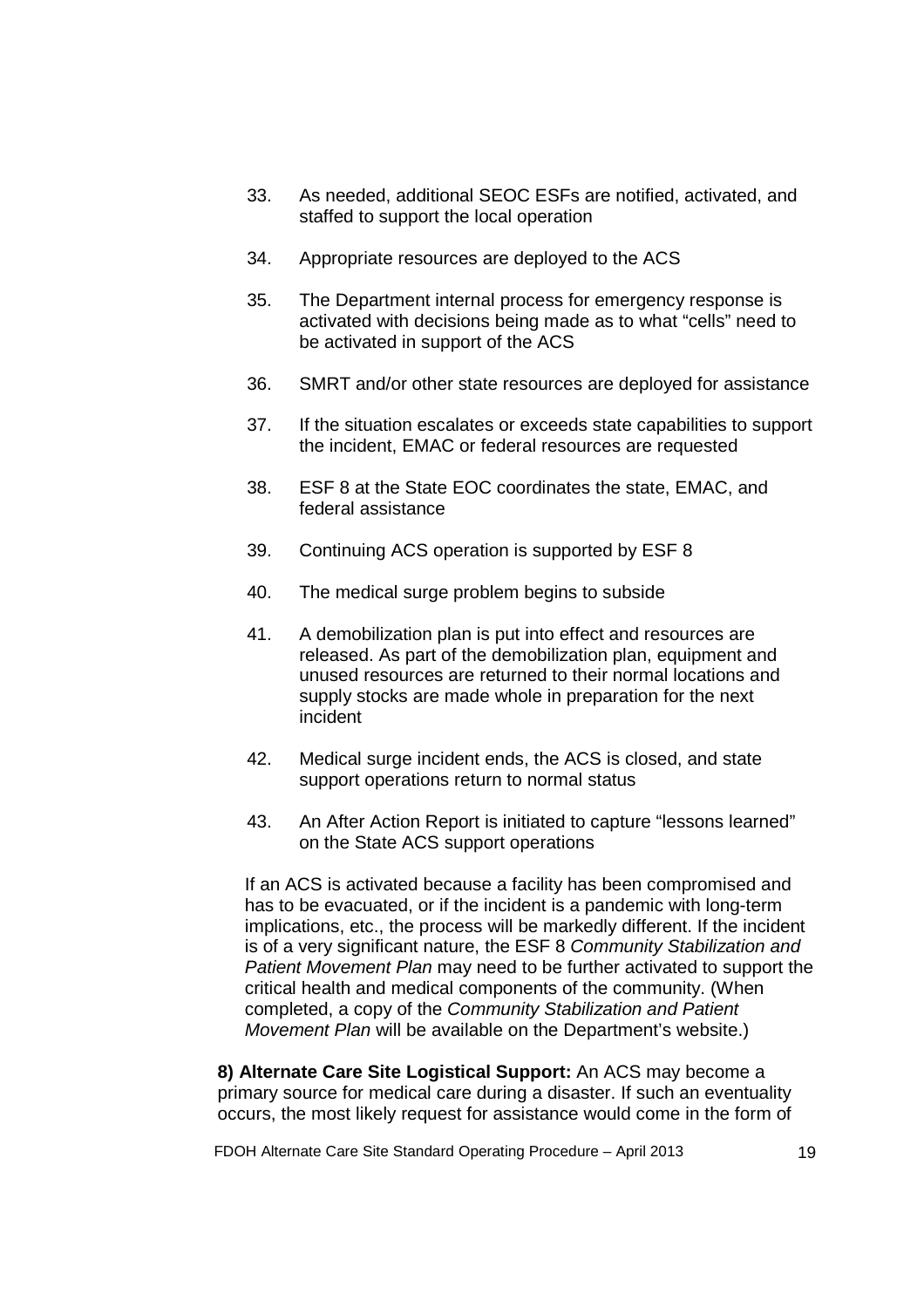33. As needed, additional SEOC ESFs are notified, activated, and staffed to support the local operation

34. Appropriate resources are deployed to the ACS

35. The Department internal process for emergency response is activated with decisions being made as to what "cells" need to be activated in support of the ACS

36. SMRT and/or other state resources are deployed for assistance

37. If the situation escalates or exceeds state capabilities to support the incident, EMAC or federal resources are requested

38. ESF 8 at the State EOC coordinates the state, EMAC, and federal assistance

39. Continuing ACS operation is supported by ESF 8

40. The medical surge problem begins to subside

41. A demobilization plan is put into effect and resources are released. As part of the demobilization plan, equipment and unused resources are returned to their normal locations and supply stocks are made whole in preparation for the next incident

42. Medical surge incident ends, the ACS is closed, and state support operations return to normal status

43. An After Action Report is initiated to capture "lessons learned" on the State ACS support operations

If an ACS is activated because a facility has been compromised and has to be evacuated, or if the incident is a pandemic with long-term implications, etc., the process will be markedly different. If the incident is of a very significant nature, the ESF 8 *Community Stabilization and Patient Movement Plan* may need to be further activated to support the critical health and medical components of the community. (When completed, a copy of the *Community Stabilization and Patient Movement Plan* will be available on the Department's website.)

**8) Alternate Care Site Logistical Support:** An ACS may become a primary source for medical care during a disaster. If such an eventuality occurs, the most likely request for assistance would come in the form of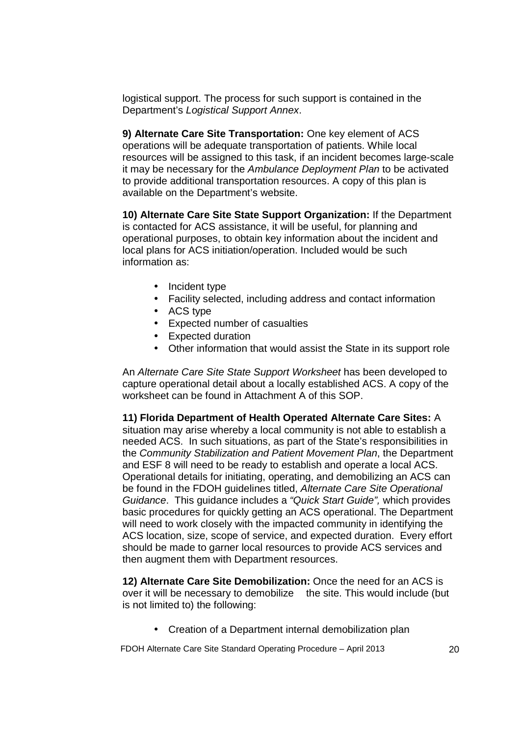logistical support. The process for such support is contained in the Department's *Logistical Support Annex*.

**9) Alternate Care Site Transportation:** One key element of ACS operations will be adequate transportation of patients. While local resources will be assigned to this task, if an incident becomes large-scale it may be necessary for the *Ambulance Deployment Plan* to be activated to provide additional transportation resources. A copy of this plan is available on the Department's website.

**10) Alternate Care Site State Support Organization:** If the Department is contacted for ACS assistance, it will be useful, for planning and operational purposes, to obtain key information about the incident and local plans for ACS initiation/operation. Included would be such information as:

- Incident type
- Facility selected, including address and contact information
- ACS type
- Expected number of casualties
- Expected duration
- Other information that would assist the State in its support role

An *Alternate Care Site State Support Worksheet* has been developed to capture operational detail about a locally established ACS. A copy of the worksheet can be found in Attachment A of this SOP.

**11) Florida Department of Health Operated Alternate Care Sites:** A situation may arise whereby a local community is not able to establish a needed ACS. In such situations, as part of the State's responsibilities in the *Community Stabilization and Patient Movement Plan*, the Department and ESF 8 will need to be ready to establish and operate a local ACS. Operational details for initiating, operating, and demobilizing an ACS can be found in the FDOH guidelines titled, *Alternate Care Site Operational Guidance*. This guidance includes a *"Quick Start Guide",* which provides basic procedures for quickly getting an ACS operational. The Department will need to work closely with the impacted community in identifying the ACS location, size, scope of service, and expected duration. Every effort should be made to garner local resources to provide ACS services and then augment them with Department resources.

**12) Alternate Care Site Demobilization:** Once the need for an ACS is over it will be necessary to demobilize the site. This would include (but is not limited to) the following:

- Creation of a Department internal demobilization plan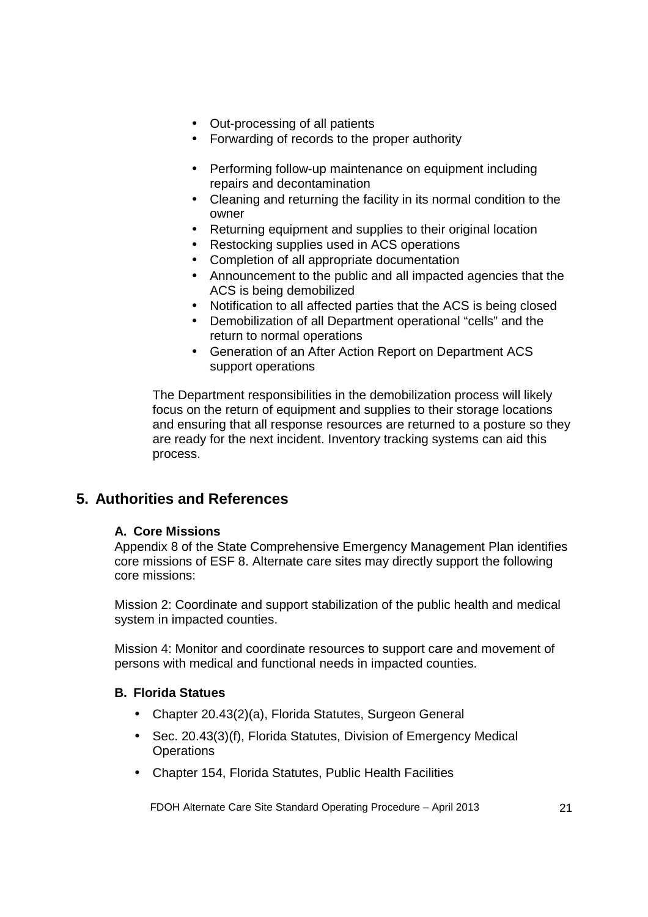- Out-processing of all patients
- Forwarding of records to the proper authority
- Performing follow-up maintenance on equipment including repairs and decontamination
- Cleaning and returning the facility in its normal condition to the owner
- Returning equipment and supplies to their original location
- Restocking supplies used in ACS operations
- Completion of all appropriate documentation
- Announcement to the public and all impacted agencies that the ACS is being demobilized
- Notification to all affected parties that the ACS is being closed
- Demobilization of all Department operational “cells” and the return to normal operations
- Generation of an After Action Report on Department ACS support operations

The Department responsibilities in the demobilization process will likely focus on the return of equipment and supplies to their storage locations and ensuring that all response resources are returned to a posture so they are ready for the next incident. Inventory tracking systems can aid this process.

## 5. Authorities and References

### A. Core Missions

Appendix 8 of the State Comprehensive Emergency Management Plan identifies core missions of ESF 8. Alternate care sites may directly support the following core missions:

Mission 2: Coordinate and support stabilization of the public health and medical system in impacted counties.

Mission 4: Monitor and coordinate resources to support care and movement of persons with medical and functional needs in impacted counties.

### B. Florida Statues

- Chapter 20.43(2)(a), Florida Statutes, Surgeon General
- Sec. 20.43(3)(f), Florida Statutes, Division of Emergency Medical Operations
- Chapter 154, Florida Statutes, Public Health Facilities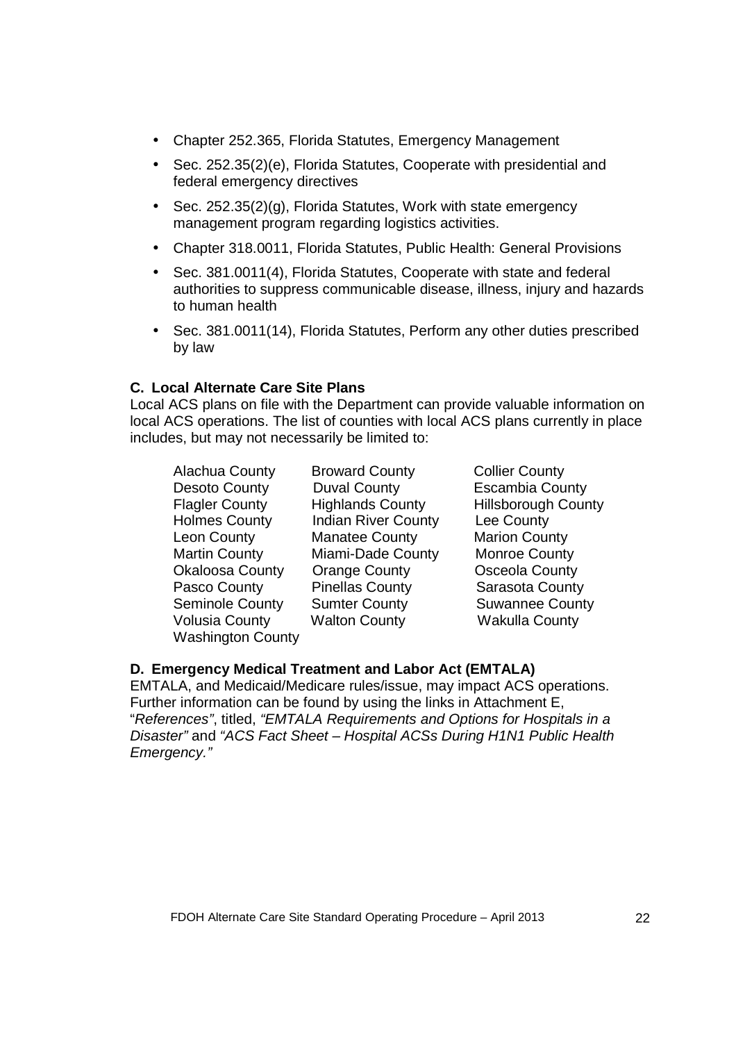- Chapter 252.365, Florida Statutes, Emergency Management
- Sec. 252.35(2)(e), Florida Statutes, Cooperate with presidential and federal emergency directives
- Sec. 252.35(2)(g), Florida Statutes, Work with state emergency management program regarding logistics activities.
- Chapter 318.0011, Florida Statutes, Public Health: General Provisions
- Sec. 381.0011(4), Florida Statutes, Cooperate with state and federal authorities to suppress communicable disease, illness, injury and hazards to human health
- Sec. 381.0011(14), Florida Statutes, Perform any other duties prescribed by law

**C. Local Alternate Care Site Plans**

Local ACS plans on file with the Department can provide valuable information on local ACS operations. The list of counties with local ACS plans currently in place includes, but may not necessarily be limited to:

| | | |
|---|---|---|
| Alachua County | Broward County | Collier County |
| Desoto County | Duval County | Escambia County |
| Flagler County | Highlands County | Hillsborough County |
| Holmes County | Indian River County | Lee County |
| Leon County | Manatee County | Marion County |
| Martin County | Miami-Dade County | Monroe County |
| Okaloosa County | Orange County | Osceola County |
| Pasco County | Pinellas County | Sarasota County |
| Seminole County | Sumter County | Suwannee County |
| Volusia County | Walton County | Wakulla County |
| Washington County | | |

**D. Emergency Medical Treatment and Labor Act (EMTALA)**

EMTALA, and Medicaid/Medicare rules/issue, may impact ACS operations. Further information can be found by using the links in Attachment E, "*References"*, titled, *"EMTALA Requirements and Options for Hospitals in a Disaster"* and *"ACS Fact Sheet – Hospital ACSs During H1N1 Public Health Emergency."*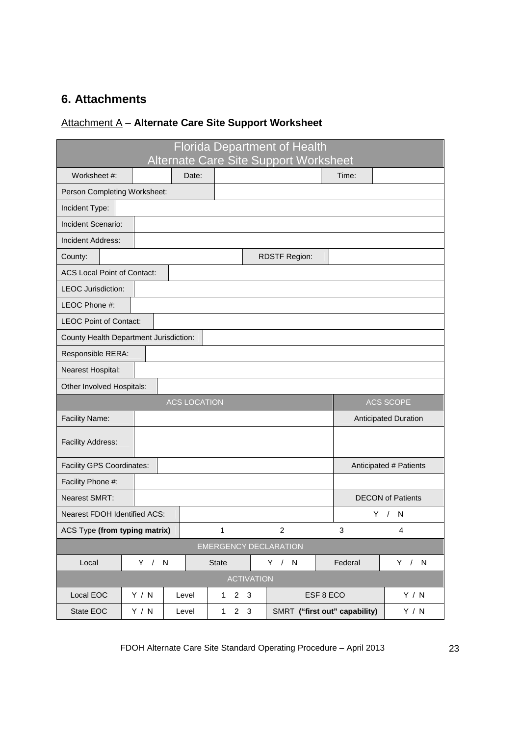## 6. Attachments

Attachment A – **Alternate Care Site Support Worksheet**

| Florida Department of Health<br>Alternate Care Site Support Worksheet | | | | | | | |
|---|---|---|---|---|---|---|---|
| Worksheet #: | | Date: | | | | Time: | |
| Person Completing Worksheet: | | | | | | | |
| Incident Type: | | | | | | | |
| Incident Scenario: | | | | | | | |
| Incident Address: | | | | | | | |
| County: | | | | RDSTF Region: | | | |
| ACS Local Point of Contact: | | | | | | | |
| LEOC Jurisdiction: | | | | | | | |
| LEOC Phone #: | | | | | | | |
| LEOC Point of Contact: | | | | | | | |
| County Health Department Jurisdiction: | | | | | | | |
| Responsible RERA: | | | | | | | |
| Nearest Hospital: | | | | | | | |
| Other Involved Hospitals: | | | | | | | |
| ACS LOCATION | | | | | | ACS SCOPE | |
| Facility Name: | | | | | | Anticipated Duration | |
| Facility Address: | | | | | | | |
| Facility GPS Coordinates: | | | | | | Anticipated # Patients | |
| Facility Phone #: | | | | | | | |
| Nearest SMRT: | | | | | | DECON of Patients | |
| Nearest FDOH Identified ACS: | | | | | | Y / N | |
| ACS Type **(from typing matrix)** | | | 1 | 2 | | 3 | 4 |
| EMERGENCY DECLARATION | | | | | | | |
| Local | Y / N | | State | Y / N | | Federal | Y / N |
| ACTIVATION | | | | | | | |
| Local EOC | Y / N | Level | 1 2 3 | ESF 8 ECO | | | Y / N |
| State EOC | Y / N | Level | 1 2 3 | SMRT **("first out" capability)** | | | Y / N |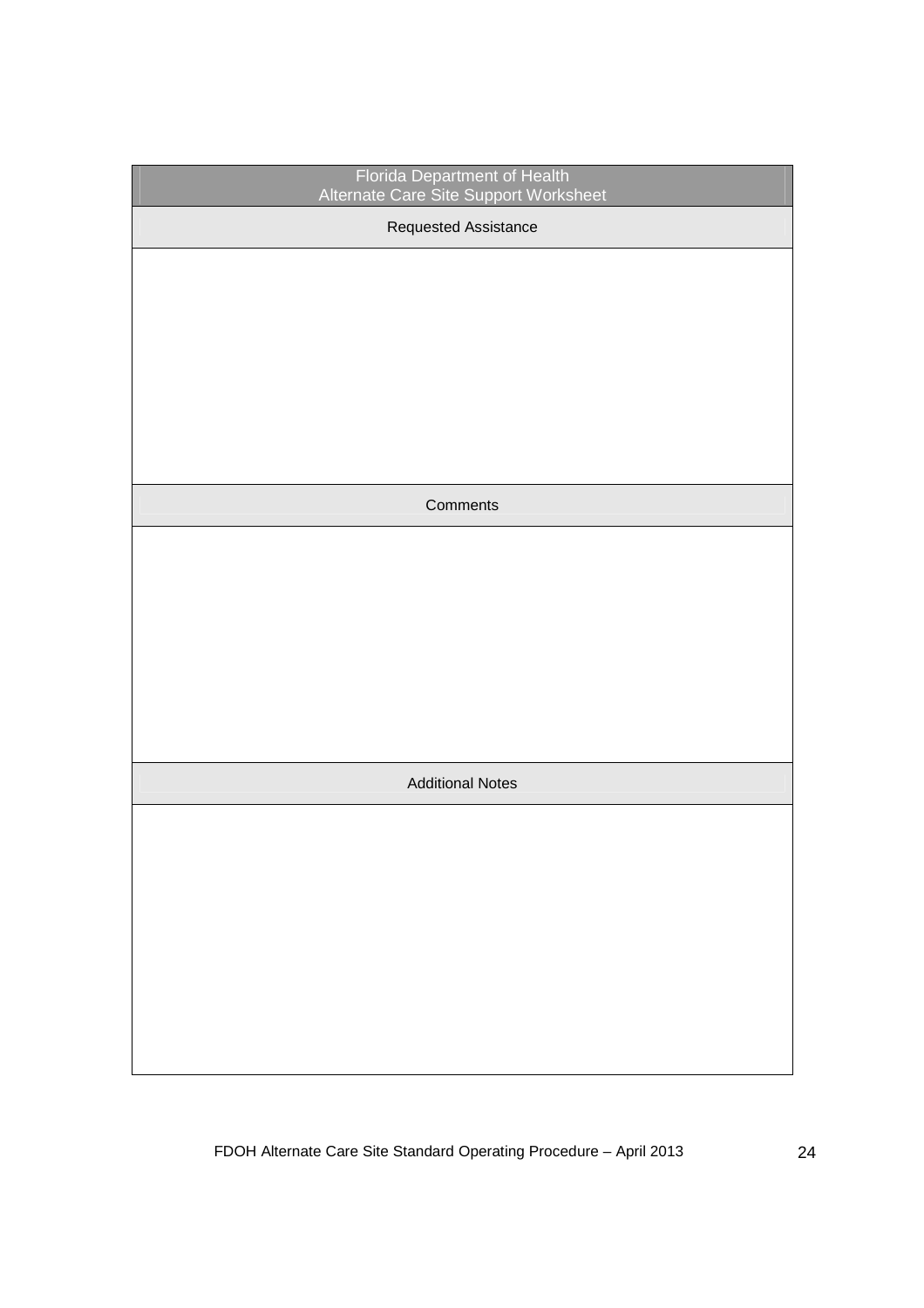| Florida Department of Health<br>Alternate Care Site Support Worksheet |
| --- |
| Requested Assistance |
| |
| Comments |
| |
| Additional Notes |
| |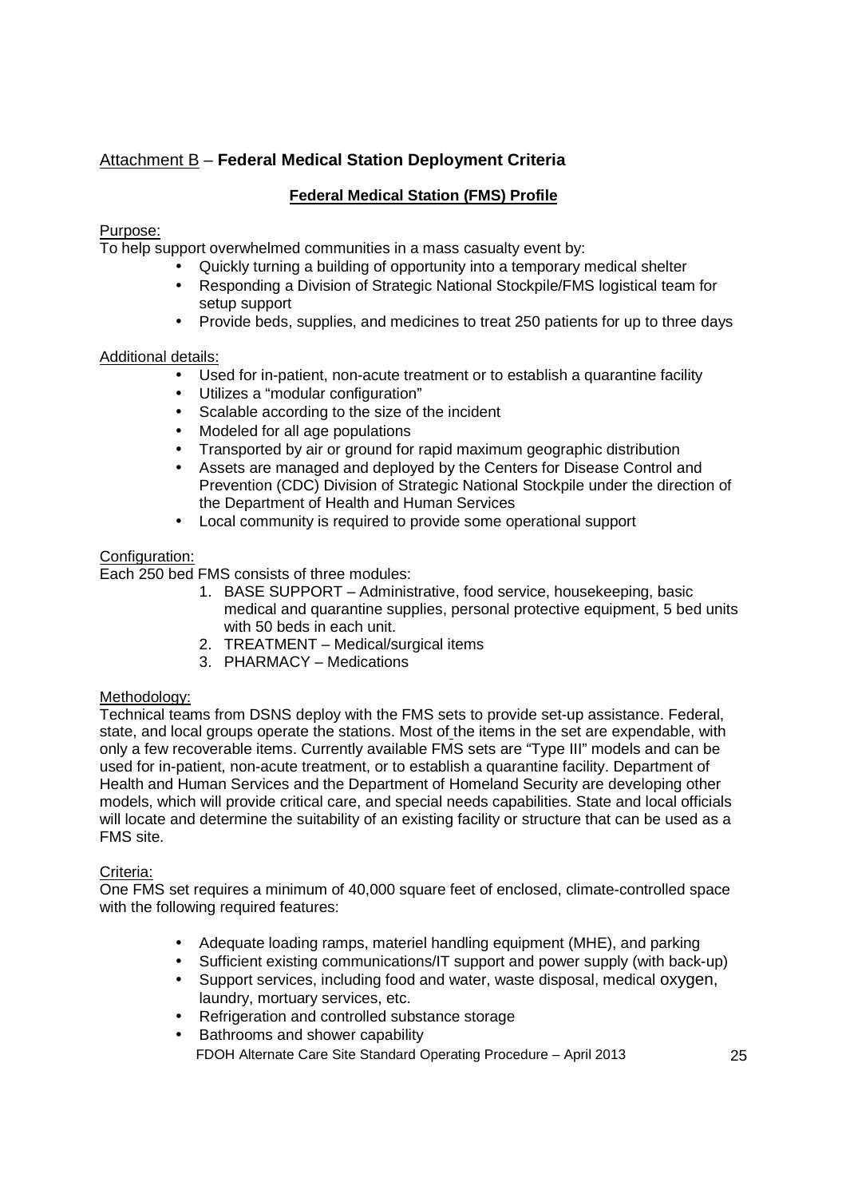## Attachment B – **Federal Medical Station Deployment Criteria**

### **Federal Medical Station (FMS) Profile**

Purpose:

To help support overwhelmed communities in a mass casualty event by:

- Quickly turning a building of opportunity into a temporary medical shelter
- Responding a Division of Strategic National Stockpile/FMS logistical team for setup support
- Provide beds, supplies, and medicines to treat 250 patients for up to three days

Additional details:

- Used for in-patient, non-acute treatment or to establish a quarantine facility
- Utilizes a "modular configuration"
- Scalable according to the size of the incident
- Modeled for all age populations
- Transported by air or ground for rapid maximum geographic distribution
- Assets are managed and deployed by the Centers for Disease Control and Prevention (CDC) Division of Strategic National Stockpile under the direction of the Department of Health and Human Services
- Local community is required to provide some operational support

Configuration:

Each 250 bed FMS consists of three modules:

1. BASE SUPPORT – Administrative, food service, housekeeping, basic medical and quarantine supplies, personal protective equipment, 5 bed units with 50 beds in each unit.
2. TREATMENT – Medical/surgical items
3. PHARMACY – Medications

Methodology:

Technical teams from DSNS deploy with the FMS sets to provide set-up assistance. Federal, state, and local groups operate the stations. Most of the items in the set are expendable, with only a few recoverable items. Currently available FMS sets are "Type III" models and can be used for in-patient, non-acute treatment, or to establish a quarantine facility. Department of Health and Human Services and the Department of Homeland Security are developing other models, which will provide critical care, and special needs capabilities. State and local officials will locate and determine the suitability of an existing facility or structure that can be used as a FMS site.

Criteria:

One FMS set requires a minimum of 40,000 square feet of enclosed, climate-controlled space with the following required features:

- Adequate loading ramps, materiel handling equipment (MHE), and parking
- Sufficient existing communications/IT support and power supply (with back-up)
- Support services, including food and water, waste disposal, medical oxygen, laundry, mortuary services, etc.
- Refrigeration and controlled substance storage
- Bathrooms and shower capability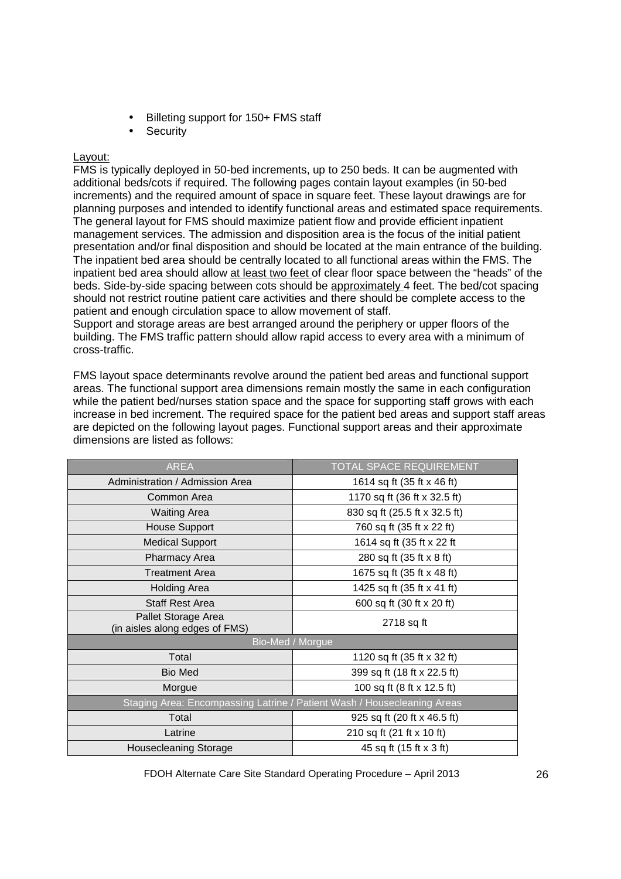- Billeting support for 150+ FMS staff
- Security

Layout:

FMS is typically deployed in 50-bed increments, up to 250 beds. It can be augmented with additional beds/cots if required. The following pages contain layout examples (in 50-bed increments) and the required amount of space in square feet. These layout drawings are for planning purposes and intended to identify functional areas and estimated space requirements. The general layout for FMS should maximize patient flow and provide efficient inpatient management services. The admission and disposition area is the focus of the initial patient presentation and/or final disposition and should be located at the main entrance of the building. The inpatient bed area should be centrally located to all functional areas within the FMS. The inpatient bed area should allow at least two feet of clear floor space between the "heads" of the beds. Side-by-side spacing between cots should be approximately 4 feet. The bed/cot spacing should not restrict routine patient care activities and there should be complete access to the patient and enough circulation space to allow movement of staff.

Support and storage areas are best arranged around the periphery or upper floors of the building. The FMS traffic pattern should allow rapid access to every area with a minimum of cross-traffic.

FMS layout space determinants revolve around the patient bed areas and functional support areas. The functional support area dimensions remain mostly the same in each configuration while the patient bed/nurses station space and the space for supporting staff grows with each increase in bed increment. The required space for the patient bed areas and support staff areas are depicted on the following layout pages. Functional support areas and their approximate dimensions are listed as follows:

| AREA | TOTAL SPACE REQUIREMENT |
|---|---|
| Administration / Admission Area | 1614 sq ft (35 ft x 46 ft) |
| Common Area | 1170 sq ft (36 ft x 32.5 ft) |
| Waiting Area | 830 sq ft (25.5 ft x 32.5 ft) |
| House Support | 760 sq ft (35 ft x 22 ft) |
| Medical Support | 1614 sq ft (35 ft x 22 ft |
| Pharmacy Area | 280 sq ft (35 ft x 8 ft) |
| Treatment Area | 1675 sq ft (35 ft x 48 ft) |
| Holding Area | 1425 sq ft (35 ft x 41 ft) |
| Staff Rest Area | 600 sq ft (30 ft x 20 ft) |
| Pallet Storage Area (in aisles along edges of FMS) | 2718 sq ft |
| Bio-Med / Morgue | |
| Total | 1120 sq ft (35 ft x 32 ft) |
| Bio Med | 399 sq ft (18 ft x 22.5 ft) |
| Morgue | 100 sq ft (8 ft x 12.5 ft) |
| Staging Area: Encompassing Latrine / Patient Wash / Housecleaning Areas | |
| Total | 925 sq ft (20 ft x 46.5 ft) |
| Latrine | 210 sq ft (21 ft x 10 ft) |
| Housecleaning Storage | 45 sq ft (15 ft x 3 ft) |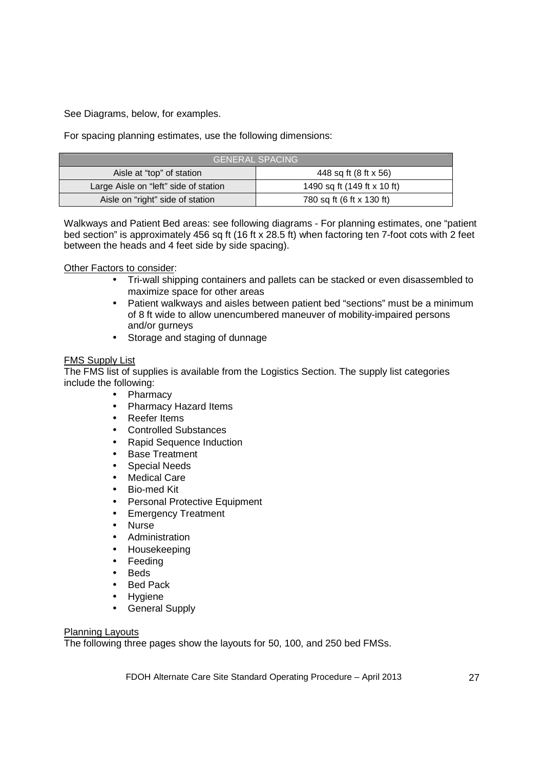See Diagrams, below, for examples.

For spacing planning estimates, use the following dimensions:

| GENERAL SPACING | |
|---|---|
| Aisle at "top" of station | 448 sq ft (8 ft x 56) |
| Large Aisle on "left" side of station | 1490 sq ft (149 ft x 10 ft) |
| Aisle on "right" side of station | 780 sq ft (6 ft x 130 ft) |

Walkways and Patient Bed areas: see following diagrams - For planning estimates, one "patient bed section" is approximately 456 sq ft (16 ft x 28.5 ft) when factoring ten 7-foot cots with 2 feet between the heads and 4 feet side by side spacing).

Other Factors to consider:

- Tri-wall shipping containers and pallets can be stacked or even disassembled to maximize space for other areas
- Patient walkways and aisles between patient bed "sections" must be a minimum of 8 ft wide to allow unencumbered maneuver of mobility-impaired persons and/or gurneys
- Storage and staging of dunnage

FMS Supply List

The FMS list of supplies is available from the Logistics Section. The supply list categories include the following:

- Pharmacy
- Pharmacy Hazard Items
- Reefer Items
- Controlled Substances
- Rapid Sequence Induction
- Base Treatment
- Special Needs
- Medical Care
- Bio-med Kit
- Personal Protective Equipment
- Emergency Treatment
- Nurse
- Administration
- Housekeeping
- Feeding
- Beds
- Bed Pack
- Hygiene
- General Supply

Planning Layouts

The following three pages show the layouts for 50, 100, and 250 bed FMSs.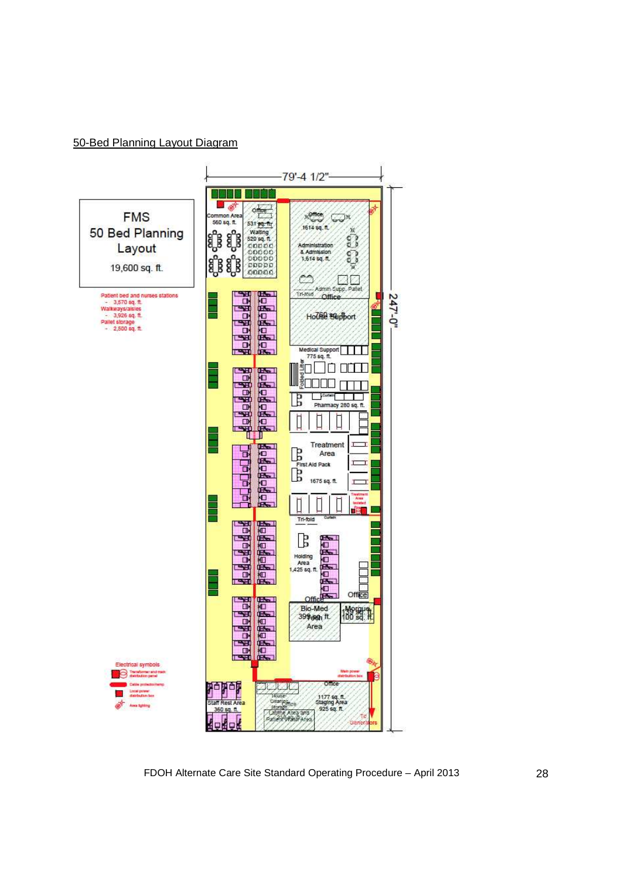50-Bed Planning Layout Diagram

FMS
50 Bed Planning
Layout

19,600 sq. ft.

Patient bed and nurses stations
- 3,570 sq. ft.
Walkways/aisles
- 3,926 sq. ft.
Pallet storage
- 2,500 sq. ft.

79'-4 1/2"

247'-0"

Common Area 560 sq. ft.

Office 531 sq. ft.

Waiting 520 sq. ft.

Office 1614 sq. ft.

Administration & Admission 1,614 sq. ft.

Admin Supp. Pallet

Tri-fold

Office

House Support 760 sq. ft.

Medical Support 775 sq. ft.

Folded Litter

Curtain

Pharmacy 280 sq. ft.

Treatment Area

First Aid Pack

1675 sq. ft.

Treatment Area Isolated

Tri-fold

Curtain

Holding Area 1,425 sq. ft.

Office

Office

Bio-Med 399 sq. ft. Tech Area

Morgue 135 sq. ft. 100 sq. ft.

Electrical symbols

Transformer and main distribution panel

Cable protector/ramp

Local power distribution box

Area lighting

Main power distribution box

Office

Staff Rest Area 360 sq. ft.

House-Cleaning storage

Office

1177 sq. ft. Staging Area 925 sq. ft.

Latrine Area and Patient Wash Area

To Generators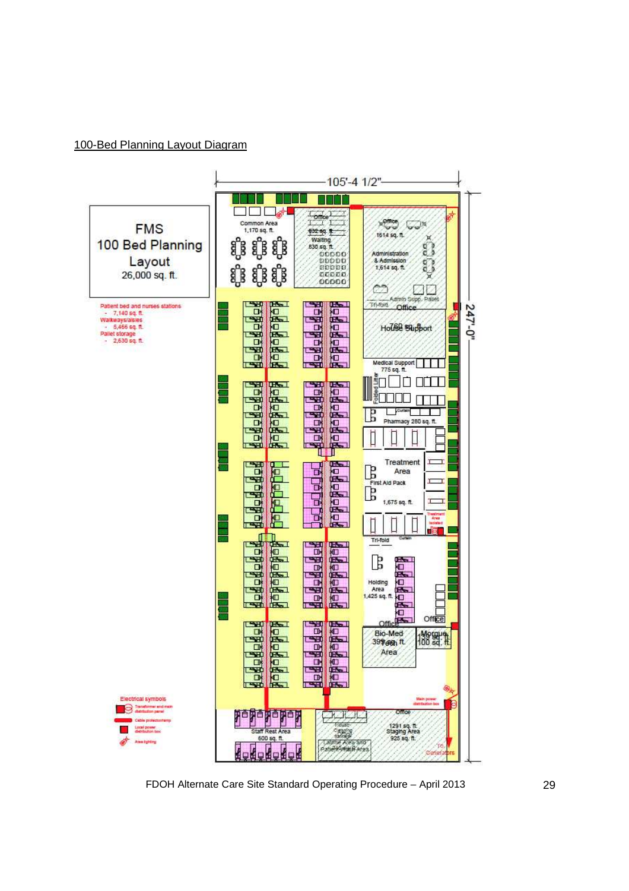100-Bed Planning Layout Diagram

**FMS**
**100 Bed Planning Layout**
26,000 sq. ft.

Patient bed and nurses stations
- 7,140 sq. ft.

Walkways/aisles
- 5,456 sq. ft.

Pallet storage
- 2,630 sq. ft.

105'-4 1/2"

247'-0"

Common Area 1,170 sq. ft.

Office 632 sq. ft.

Waiting 830 sq. ft.

Office 1614 sq. ft.

Administration & Admission 1,614 sq. ft.

Admin Supp. Pallet

Tri-fold

Office

House Support 760 sq. ft.

Medical Support 775 sq. ft.

Folded Litter

Curtain

Pharmacy 280 sq. ft.

Treatment Area

First Aid Pack

1,675 sq. ft.

Treatment Area Isolated

Tri-fold

Curtain

Holding Area 1,425 sq. ft.

Office

Office

Bio-Med Tech Area 399 sq. ft.

Morgue 100 sq. ft.

Main power distribution box

Staff Rest Area 600 sq. ft.

Office

1291 sq. ft. Staging Area 925 sq. ft.

Latrine Area and Patient Wash Area

To Generators

Electrical symbols
- Transformer and main distribution panel
- Cable protector/ramp
- Local power distribution box
- Area lighting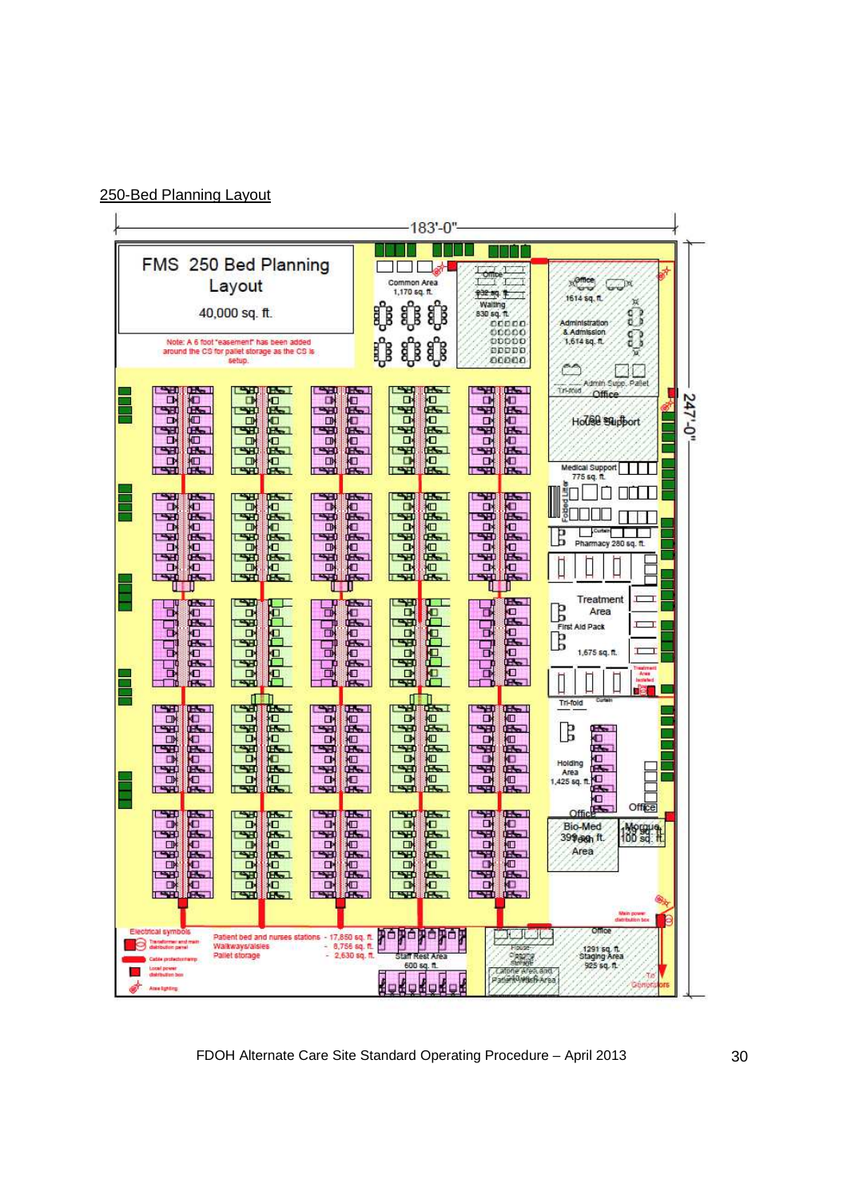250-Bed Planning Layout

183'-0"

247'-0"

FMS 250 Bed Planning Layout

40,000 sq. ft.

Note: A 6 foot "easement" has been added around the CS for pallet storage as the CS is setup.

Common Area 1,170 sq. ft.

Office 932 sq. ft.

Waiting 830 sq. ft.

Office 1614 sq. ft.

Administration & Admission 1,614 sq. ft.

Admin Supp. Pallet

Tri-fold

Office

House Support 780 sq. ft.

Medical Support 775 sq. ft.

Folded Litter

Curtain

Pharmacy 280 sq. ft.

Treatment Area

First Aid Pack

1,675 sq. ft.

Treatment Area Isolated

Tri-fold

Curtain

Holding Area 1,425 sq. ft.

Office

Office

Bio-Med Tech Area 399 sq. ft.

Morgue 100 sq. ft.

Main power distribution box

Electrical symbols

Transformer and main distribution panel

Cable protector/ramp

Local power distribution box

Area lighting

Patient bed and nurses stations - 17,850 sq. ft.

Walkways/aisles - 8,756 sq. ft.

Pallet storage - 2,630 sq. ft.

Staff Rest Area 600 sq. ft.

House-Cleaning Storage

Latrine Area and Patient Wash Area

Office

1291 sq. ft.

Staging Area 925 sq. ft.

To Generators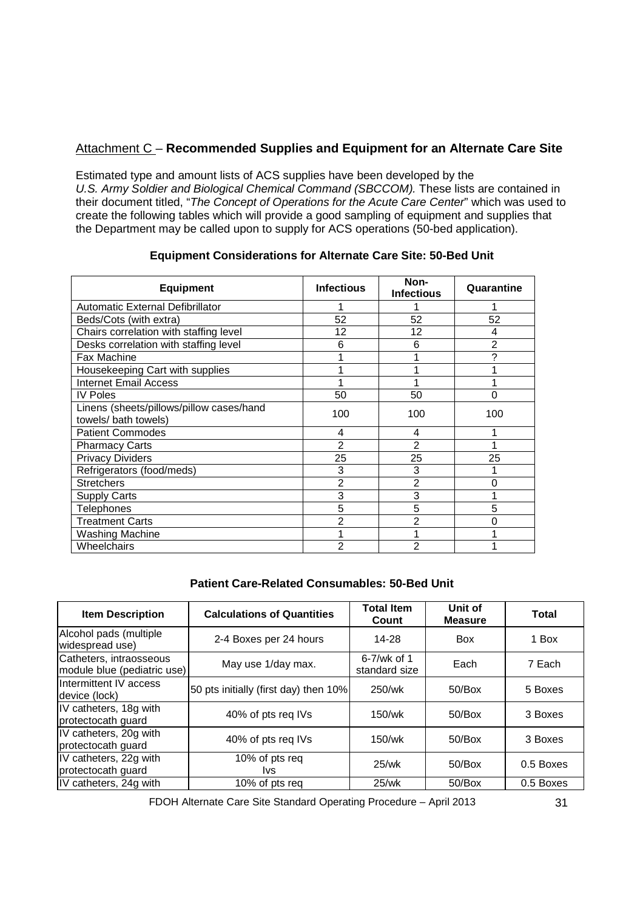## Attachment C – **Recommended Supplies and Equipment for an Alternate Care Site**

Estimated type and amount lists of ACS supplies have been developed by the *U.S. Army Soldier and Biological Chemical Command (SBCCOM).* These lists are contained in their document titled, "*The Concept of Operations for the Acute Care Center*" which was used to create the following tables which will provide a good sampling of equipment and supplies that the Department may be called upon to supply for ACS operations (50-bed application).

### Equipment Considerations for Alternate Care Site: 50-Bed Unit

| Equipment | Infectious | Non-Infectious | Quarantine |
|---|---|---|---|
| Automatic External Defibrillator | 1 | 1 | 1 |
| Beds/Cots (with extra) | 52 | 52 | 52 |
| Chairs correlation with staffing level | 12 | 12 | 4 |
| Desks correlation with staffing level | 6 | 6 | 2 |
| Fax Machine | 1 | 1 | ? |
| Housekeeping Cart with supplies | 1 | 1 | 1 |
| Internet Email Access | 1 | 1 | 1 |
| IV Poles | 50 | 50 | 0 |
| Linens (sheets/pillows/pillow cases/hand towels/ bath towels) | 100 | 100 | 100 |
| Patient Commodes | 4 | 4 | 1 |
| Pharmacy Carts | 2 | 2 | 1 |
| Privacy Dividers | 25 | 25 | 25 |
| Refrigerators (food/meds) | 3 | 3 | 1 |
| Stretchers | 2 | 2 | 0 |
| Supply Carts | 3 | 3 | 1 |
| Telephones | 5 | 5 | 5 |
| Treatment Carts | 2 | 2 | 0 |
| Washing Machine | 1 | 1 | 1 |
| Wheelchairs | 2 | 2 | 1 |

### Patient Care-Related Consumables: 50-Bed Unit

| Item Description | Calculations of Quantities | Total Item Count | Unit of Measure | Total |
|---|---|---|---|---|
| Alcohol pads (multiple widespread use) | 2-4 Boxes per 24 hours | 14-28 | Box | 1 Box |
| Catheters, intraosseous module blue (pediatric use) | May use 1/day max. | 6-7/wk of 1 standard size | Each | 7 Each |
| Intermittent IV access device (lock) | 50 pts initially (first day) then 10% | 250/wk | 50/Box | 5 Boxes |
| IV catheters, 18g with protectocath guard | 40% of pts req IVs | 150/wk | 50/Box | 3 Boxes |
| IV catheters, 20g with protectocath guard | 40% of pts req IVs | 150/wk | 50/Box | 3 Boxes |
| IV catheters, 22g with protectocath guard | 10% of pts req Ivs | 25/wk | 50/Box | 0.5 Boxes |
| IV catheters, 24g with | 10% of pts req | 25/wk | 50/Box | 0.5 Boxes |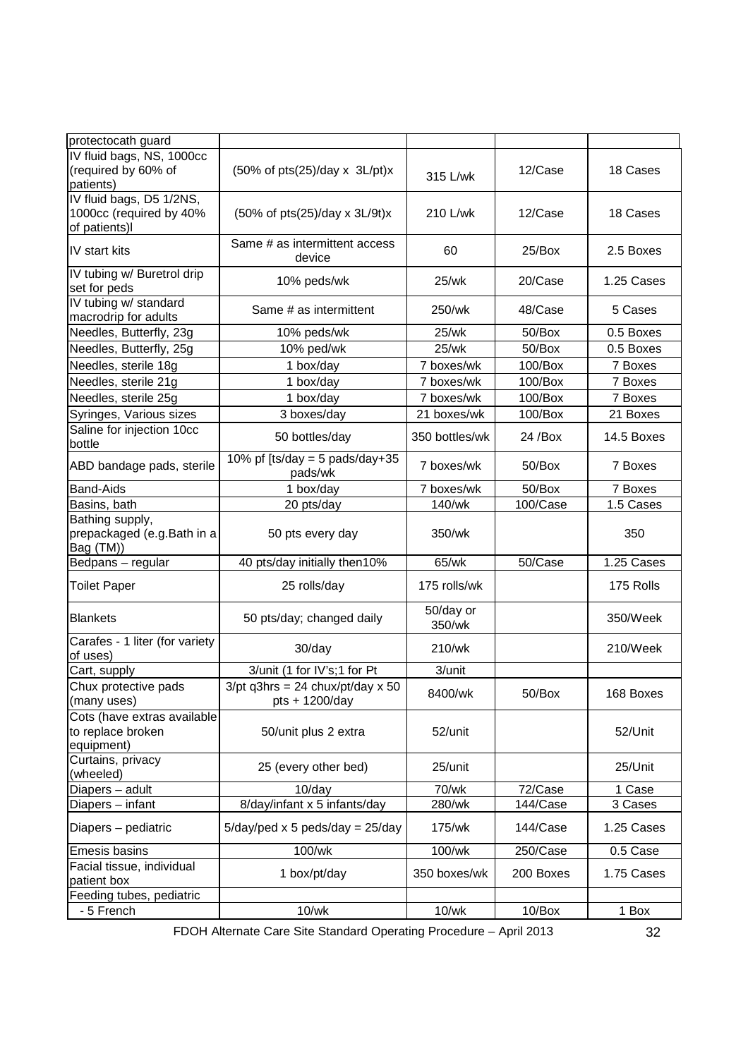| | | | | |
|---|---|---|---|---|
| protectocath guard | | | | |
| IV fluid bags, NS, 1000cc (required by 60% of patients) | (50% of pts(25)/day x 3L/pt)x | 315 L/wk | 12/Case | 18 Cases |
| IV fluid bags, D5 1/2NS, 1000cc (required by 40% of patients)l | (50% of pts(25)/day x 3L/9t)x | 210 L/wk | 12/Case | 18 Cases |
| IV start kits | Same # as intermittent access device | 60 | 25/Box | 2.5 Boxes |
| IV tubing w/ Buretrol drip set for peds | 10% peds/wk | 25/wk | 20/Case | 1.25 Cases |
| IV tubing w/ standard macrodrip for adults | Same # as intermittent | 250/wk | 48/Case | 5 Cases |
| Needles, Butterfly, 23g | 10% peds/wk | 25/wk | 50/Box | 0.5 Boxes |
| Needles, Butterfly, 25g | 10% ped/wk | 25/wk | 50/Box | 0.5 Boxes |
| Needles, sterile 18g | 1 box/day | 7 boxes/wk | 100/Box | 7 Boxes |
| Needles, sterile 21g | 1 box/day | 7 boxes/wk | 100/Box | 7 Boxes |
| Needles, sterile 25g | 1 box/day | 7 boxes/wk | 100/Box | 7 Boxes |
| Syringes, Various sizes | 3 boxes/day | 21 boxes/wk | 100/Box | 21 Boxes |
| Saline for injection 10cc bottle | 50 bottles/day | 350 bottles/wk | 24 /Box | 14.5 Boxes |
| ABD bandage pads, sterile | 10% pf [ts/day = 5 pads/day+35 pads/wk | 7 boxes/wk | 50/Box | 7 Boxes |
| Band-Aids | 1 box/day | 7 boxes/wk | 50/Box | 7 Boxes |
| Basins, bath | 20 pts/day | 140/wk | 100/Case | 1.5 Cases |
| Bathing supply, prepackaged (e.g.Bath in a Bag (TM)) | 50 pts every day | 350/wk | | 350 |
| Bedpans – regular | 40 pts/day initially then10% | 65/wk | 50/Case | 1.25 Cases |
| Toilet Paper | 25 rolls/day | 175 rolls/wk | | 175 Rolls |
| Blankets | 50 pts/day; changed daily | 50/day or 350/wk | | 350/Week |
| Carafes - 1 liter (for variety of uses) | 30/day | 210/wk | | 210/Week |
| Cart, supply | 3/unit (1 for IV's;1 for Pt | 3/unit | | |
| Chux protective pads (many uses) | 3/pt q3hrs = 24 chux/pt/day x 50 pts + 1200/day | 8400/wk | 50/Box | 168 Boxes |
| Cots (have extras available to replace broken equipment) | 50/unit plus 2 extra | 52/unit | | 52/Unit |
| Curtains, privacy (wheeled) | 25 (every other bed) | 25/unit | | 25/Unit |
| Diapers – adult | 10/day | 70/wk | 72/Case | 1 Case |
| Diapers – infant | 8/day/infant x 5 infants/day | 280/wk | 144/Case | 3 Cases |
| Diapers – pediatric | 5/day/ped x 5 peds/day = 25/day | 175/wk | 144/Case | 1.25 Cases |
| Emesis basins | 100/wk | 100/wk | 250/Case | 0.5 Case |
| Facial tissue, individual patient box | 1 box/pt/day | 350 boxes/wk | 200 Boxes | 1.75 Cases |
| Feeding tubes, pediatric | | | | |
| - 5 French | 10/wk | 10/wk | 10/Box | 1 Box |

FDOH Alternate Care Site Standard Operating Procedure – April 2013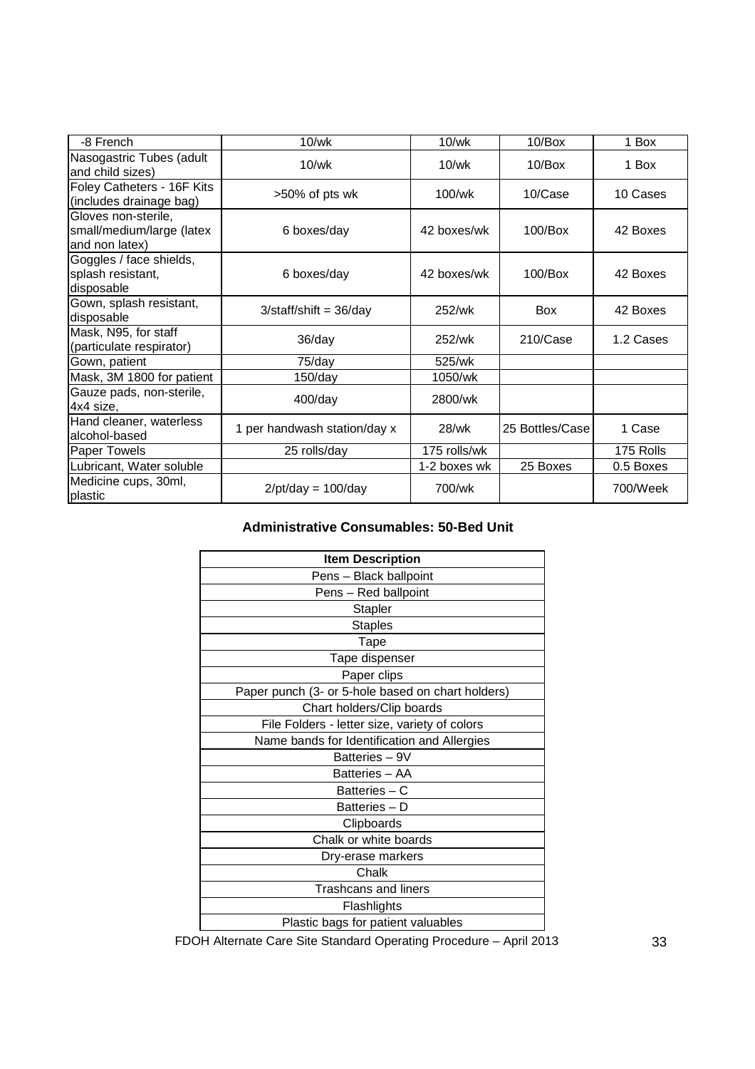| | | | | |
|---|---|---|---|---|
| -8 French | 10/wk | 10/wk | 10/Box | 1 Box |
| Nasogastric Tubes (adult and child sizes) | 10/wk | 10/wk | 10/Box | 1 Box |
| Foley Catheters - 16F Kits (includes drainage bag) | >50% of pts wk | 100/wk | 10/Case | 10 Cases |
| Gloves non-sterile, small/medium/large (latex and non latex) | 6 boxes/day | 42 boxes/wk | 100/Box | 42 Boxes |
| Goggles / face shields, splash resistant, disposable | 6 boxes/day | 42 boxes/wk | 100/Box | 42 Boxes |
| Gown, splash resistant, disposable | 3/staff/shift = 36/day | 252/wk | Box | 42 Boxes |
| Mask, N95, for staff (particulate respirator) | 36/day | 252/wk | 210/Case | 1.2 Cases |
| Gown, patient | 75/day | 525/wk | | |
| Mask, 3M 1800 for patient | 150/day | 1050/wk | | |
| Gauze pads, non-sterile, 4x4 size, | 400/day | 2800/wk | | |
| Hand cleaner, waterless alcohol-based | 1 per handwash station/day x | 28/wk | 25 Bottles/Case | 1 Case |
| Paper Towels | 25 rolls/day | 175 rolls/wk | | 175 Rolls |
| Lubricant, Water soluble | | 1-2 boxes wk | 25 Boxes | 0.5 Boxes |
| Medicine cups, 30ml, plastic | 2/pt/day = 100/day | 700/wk | | 700/Week |

**Administrative Consumables: 50-Bed Unit**

| Item Description |
|---|
| Pens – Black ballpoint |
| Pens – Red ballpoint |
| Stapler |
| Staples |
| Tape |
| Tape dispenser |
| Paper clips |
| Paper punch (3- or 5-hole based on chart holders) |
| Chart holders/Clip boards |
| File Folders - letter size, variety of colors |
| Name bands for Identification and Allergies |
| Batteries – 9V |
| Batteries – AA |
| Batteries – C |
| Batteries – D |
| Clipboards |
| Chalk or white boards |
| Dry-erase markers |
| Chalk |
| Trashcans and liners |
| Flashlights |
| Plastic bags for patient valuables |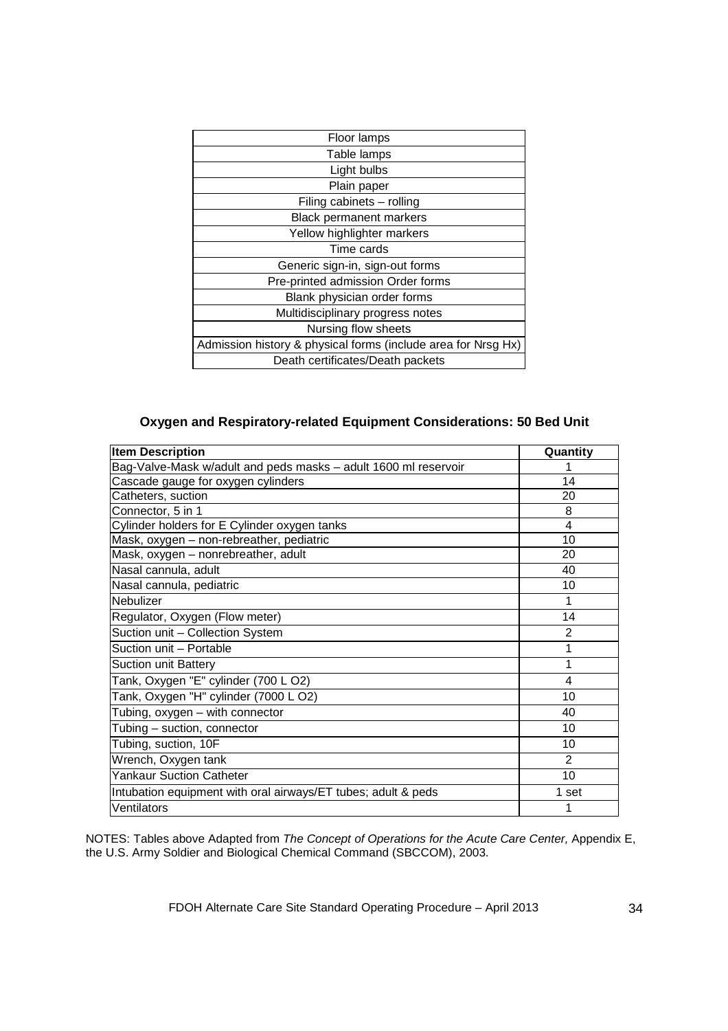| Floor lamps |
|---|
| Table lamps |
| Light bulbs |
| Plain paper |
| Filing cabinets – rolling |
| Black permanent markers |
| Yellow highlighter markers |
| Time cards |
| Generic sign-in, sign-out forms |
| Pre-printed admission Order forms |
| Blank physician order forms |
| Multidisciplinary progress notes |
| Nursing flow sheets |
| Admission history & physical forms (include area for Nrsg Hx) |
| Death certificates/Death packets |

### Oxygen and Respiratory-related Equipment Considerations: 50 Bed Unit

| Item Description | Quantity |
|---|---|
| Bag-Valve-Mask w/adult and peds masks – adult 1600 ml reservoir | 1 |
| Cascade gauge for oxygen cylinders | 14 |
| Catheters, suction | 20 |
| Connector, 5 in 1 | 8 |
| Cylinder holders for E Cylinder oxygen tanks | 4 |
| Mask, oxygen – non-rebreather, pediatric | 10 |
| Mask, oxygen – nonrebreather, adult | 20 |
| Nasal cannula, adult | 40 |
| Nasal cannula, pediatric | 10 |
| Nebulizer | 1 |
| Regulator, Oxygen (Flow meter) | 14 |
| Suction unit – Collection System | 2 |
| Suction unit – Portable | 1 |
| Suction unit Battery | 1 |
| Tank, Oxygen "E" cylinder (700 L O2) | 4 |
| Tank, Oxygen "H" cylinder (7000 L O2) | 10 |
| Tubing, oxygen – with connector | 40 |
| Tubing – suction, connector | 10 |
| Tubing, suction, 10F | 10 |
| Wrench, Oxygen tank | 2 |
| Yankaur Suction Catheter | 10 |
| Intubation equipment with oral airways/ET tubes; adult & peds | 1 set |
| Ventilators | 1 |

NOTES: Tables above Adapted from *The Concept of Operations for the Acute Care Center,* Appendix E, the U.S. Army Soldier and Biological Chemical Command (SBCCOM), 2003.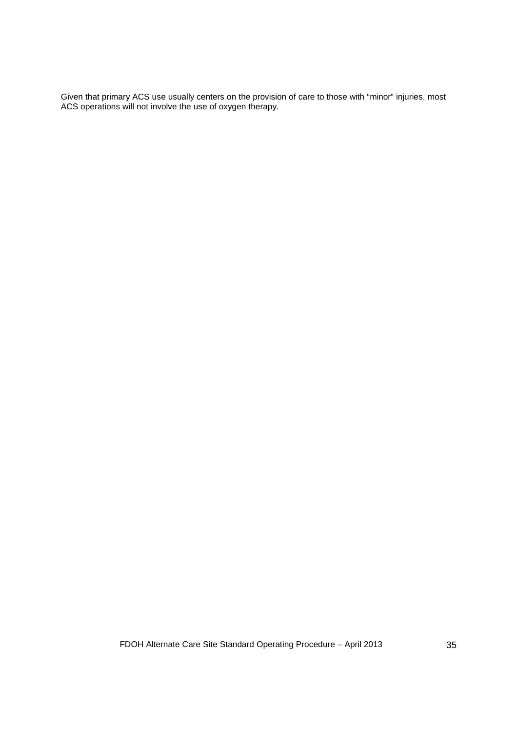Given that primary ACS use usually centers on the provision of care to those with “minor” injuries, most ACS operations will not involve the use of oxygen therapy.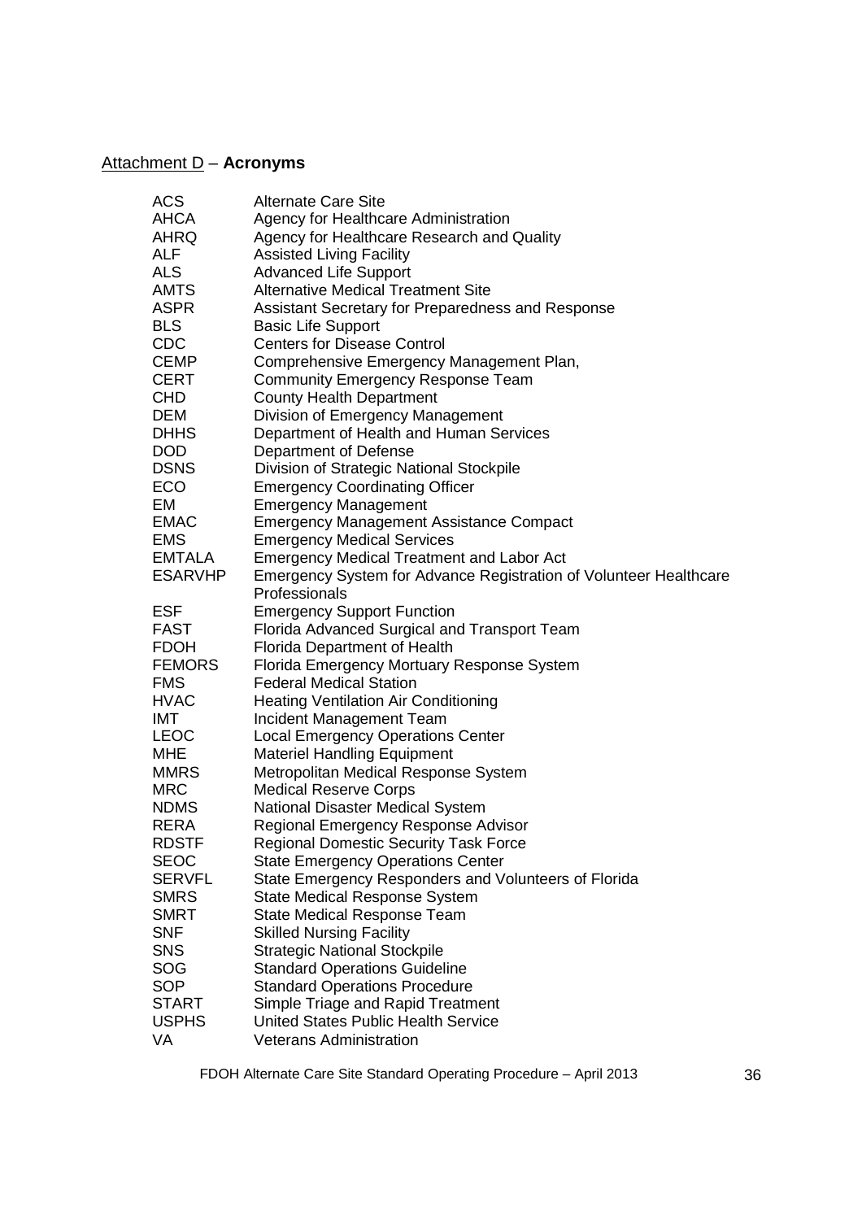## <u>Attachment D</u> – **Acronyms**

| | |
|---|---|
| ACS | Alternate Care Site |
| AHCA | Agency for Healthcare Administration |
| AHRQ | Agency for Healthcare Research and Quality |
| ALF | Assisted Living Facility |
| ALS | Advanced Life Support |
| AMTS | Alternative Medical Treatment Site |
| ASPR | Assistant Secretary for Preparedness and Response |
| BLS | Basic Life Support |
| CDC | Centers for Disease Control |
| CEMP | Comprehensive Emergency Management Plan, |
| CERT | Community Emergency Response Team |
| CHD | County Health Department |
| DEM | Division of Emergency Management |
| DHHS | Department of Health and Human Services |
| DOD | Department of Defense |
| DSNS | Division of Strategic National Stockpile |
| ECO | Emergency Coordinating Officer |
| EM | Emergency Management |
| EMAC | Emergency Management Assistance Compact |
| EMS | Emergency Medical Services |
| EMTALA | Emergency Medical Treatment and Labor Act |
| ESARVHP | Emergency System for Advance Registration of Volunteer Healthcare Professionals |
| ESF | Emergency Support Function |
| FAST | Florida Advanced Surgical and Transport Team |
| FDOH | Florida Department of Health |
| FEMORS | Florida Emergency Mortuary Response System |
| FMS | Federal Medical Station |
| HVAC | Heating Ventilation Air Conditioning |
| IMT | Incident Management Team |
| LEOC | Local Emergency Operations Center |
| MHE | Materiel Handling Equipment |
| MMRS | Metropolitan Medical Response System |
| MRC | Medical Reserve Corps |
| NDMS | National Disaster Medical System |
| RERA | Regional Emergency Response Advisor |
| RDSTF | Regional Domestic Security Task Force |
| SEOC | State Emergency Operations Center |
| SERVFL | State Emergency Responders and Volunteers of Florida |
| SMRS | State Medical Response System |
| SMRT | State Medical Response Team |
| SNF | Skilled Nursing Facility |
| SNS | Strategic National Stockpile |
| SOG | Standard Operations Guideline |
| SOP | Standard Operations Procedure |
| START | Simple Triage and Rapid Treatment |
| USPHS | United States Public Health Service |
| VA | Veterans Administration |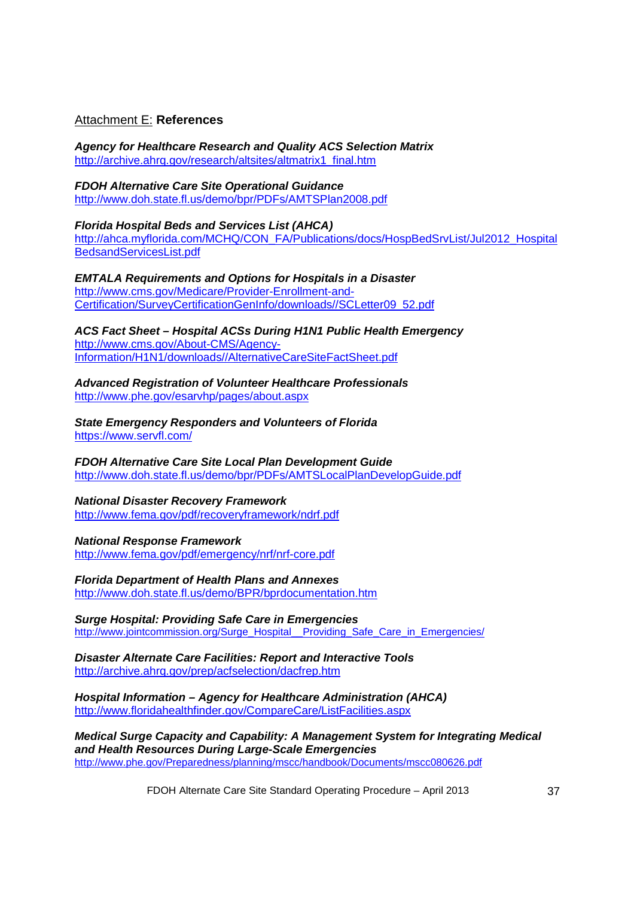## Attachment E: **References**

***Agency for Healthcare Research and Quality ACS Selection Matrix***
http://archive.ahrq.gov/research/altsites/altmatrix1_final.htm

***FDOH Alternative Care Site Operational Guidance***
http://www.doh.state.fl.us/demo/bpr/PDFs/AMTSPlan2008.pdf

***Florida Hospital Beds and Services List (AHCA)***
http://ahca.myflorida.com/MCHQ/CON_FA/Publications/docs/HospBedSrvList/Jul2012_HospitalBedsandServicesList.pdf

***EMTALA Requirements and Options for Hospitals in a Disaster***
http://www.cms.gov/Medicare/Provider-Enrollment-and-Certification/SurveyCertificationGenInfo/downloads//SCLetter09_52.pdf

***ACS Fact Sheet – Hospital ACSs During H1N1 Public Health Emergency***
http://www.cms.gov/About-CMS/Agency-Information/H1N1/downloads//AlternativeCareSiteFactSheet.pdf

***Advanced Registration of Volunteer Healthcare Professionals***
http://www.phe.gov/esarvhp/pages/about.aspx

***State Emergency Responders and Volunteers of Florida***
https://www.servfl.com/

***FDOH Alternative Care Site Local Plan Development Guide***
http://www.doh.state.fl.us/demo/bpr/PDFs/AMTSLocalPlanDevelopGuide.pdf

***National Disaster Recovery Framework***
http://www.fema.gov/pdf/recoveryframework/ndrf.pdf

***National Response Framework***
http://www.fema.gov/pdf/emergency/nrf/nrf-core.pdf

***Florida Department of Health Plans and Annexes***
http://www.doh.state.fl.us/demo/BPR/bprdocumentation.htm

***Surge Hospital: Providing Safe Care in Emergencies***
http://www.jointcommission.org/Surge_Hospital__Providing_Safe_Care_in_Emergencies/

***Disaster Alternate Care Facilities: Report and Interactive Tools***
http://archive.ahrq.gov/prep/acfselection/dacfrep.htm

***Hospital Information – Agency for Healthcare Administration (AHCA)***
http://www.floridahealthfinder.gov/CompareCare/ListFacilities.aspx

***Medical Surge Capacity and Capability: A Management System for Integrating Medical and Health Resources During Large-Scale Emergencies***
http://www.phe.gov/Preparedness/planning/mscc/handbook/Documents/mscc080626.pdf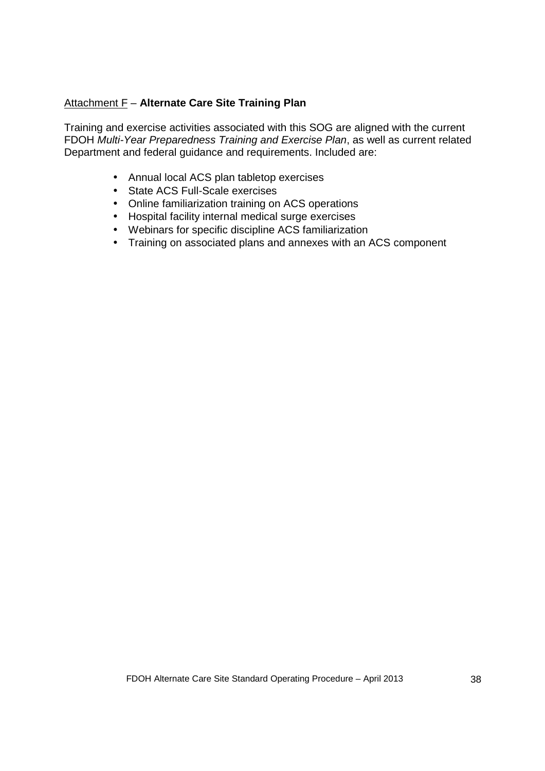Attachment F – **Alternate Care Site Training Plan**

Training and exercise activities associated with this SOG are aligned with the current FDOH *Multi-Year Preparedness Training and Exercise Plan*, as well as current related Department and federal guidance and requirements. Included are:

- Annual local ACS plan tabletop exercises
- State ACS Full-Scale exercises
- Online familiarization training on ACS operations
- Hospital facility internal medical surge exercises
- Webinars for specific discipline ACS familiarization
- Training on associated plans and annexes with an ACS component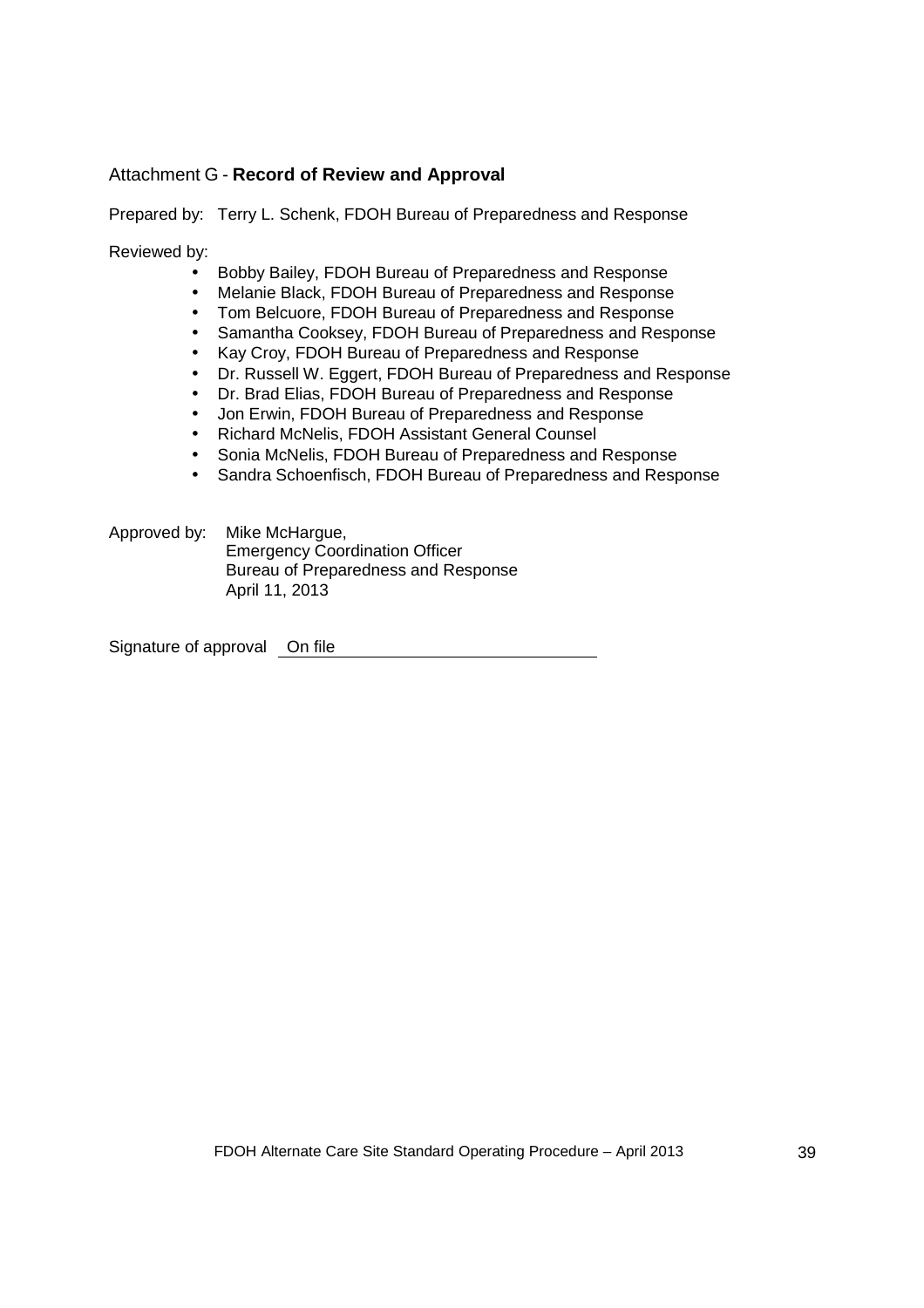## Attachment G - **Record of Review and Approval**

Prepared by: Terry L. Schenk, FDOH Bureau of Preparedness and Response

Reviewed by:

- Bobby Bailey, FDOH Bureau of Preparedness and Response
- Melanie Black, FDOH Bureau of Preparedness and Response
- Tom Belcuore, FDOH Bureau of Preparedness and Response
- Samantha Cooksey, FDOH Bureau of Preparedness and Response
- Kay Croy, FDOH Bureau of Preparedness and Response
- Dr. Russell W. Eggert, FDOH Bureau of Preparedness and Response
- Dr. Brad Elias, FDOH Bureau of Preparedness and Response
- Jon Erwin, FDOH Bureau of Preparedness and Response
- Richard McNelis, FDOH Assistant General Counsel
- Sonia McNelis, FDOH Bureau of Preparedness and Response
- Sandra Schoenfisch, FDOH Bureau of Preparedness and Response

Approved by: Mike McHargue,
Emergency Coordination Officer
Bureau of Preparedness and Response
April 11, 2013

Signature of approval On file